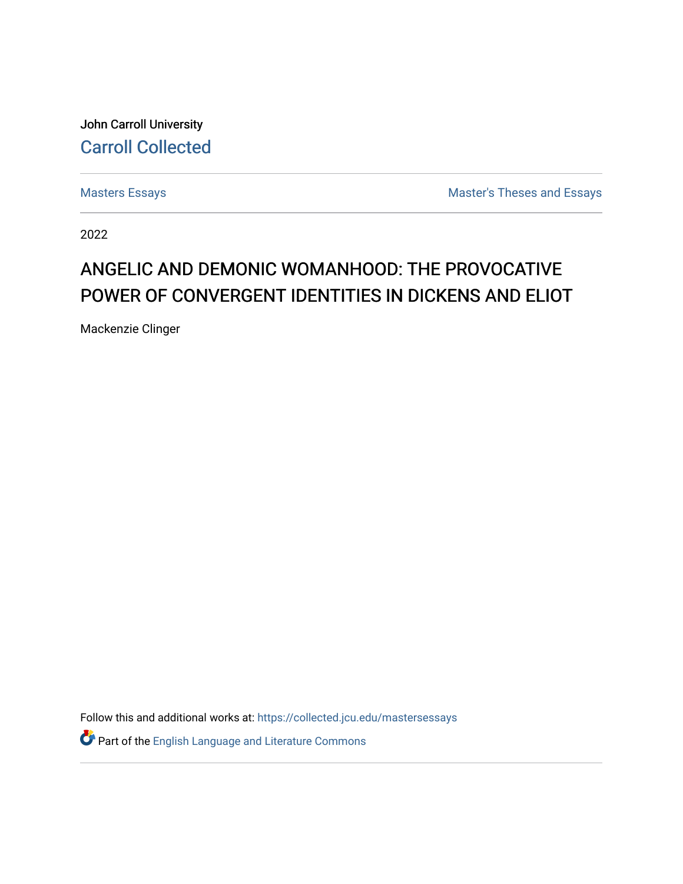John Carroll University

Carroll Collected

Masters Essays

Master's Theses and Essays

2022

# ANGELIC AND DEMONIC WOMANHOOD: THE PROVOCATIVE POWER OF CONVERGENT IDENTITIES IN DICKENS AND ELIOT

Mackenzie Clinger

Follow this and additional works at: https://collected.jcu.edu/mastersessays

Part of the English Language and Literature Commons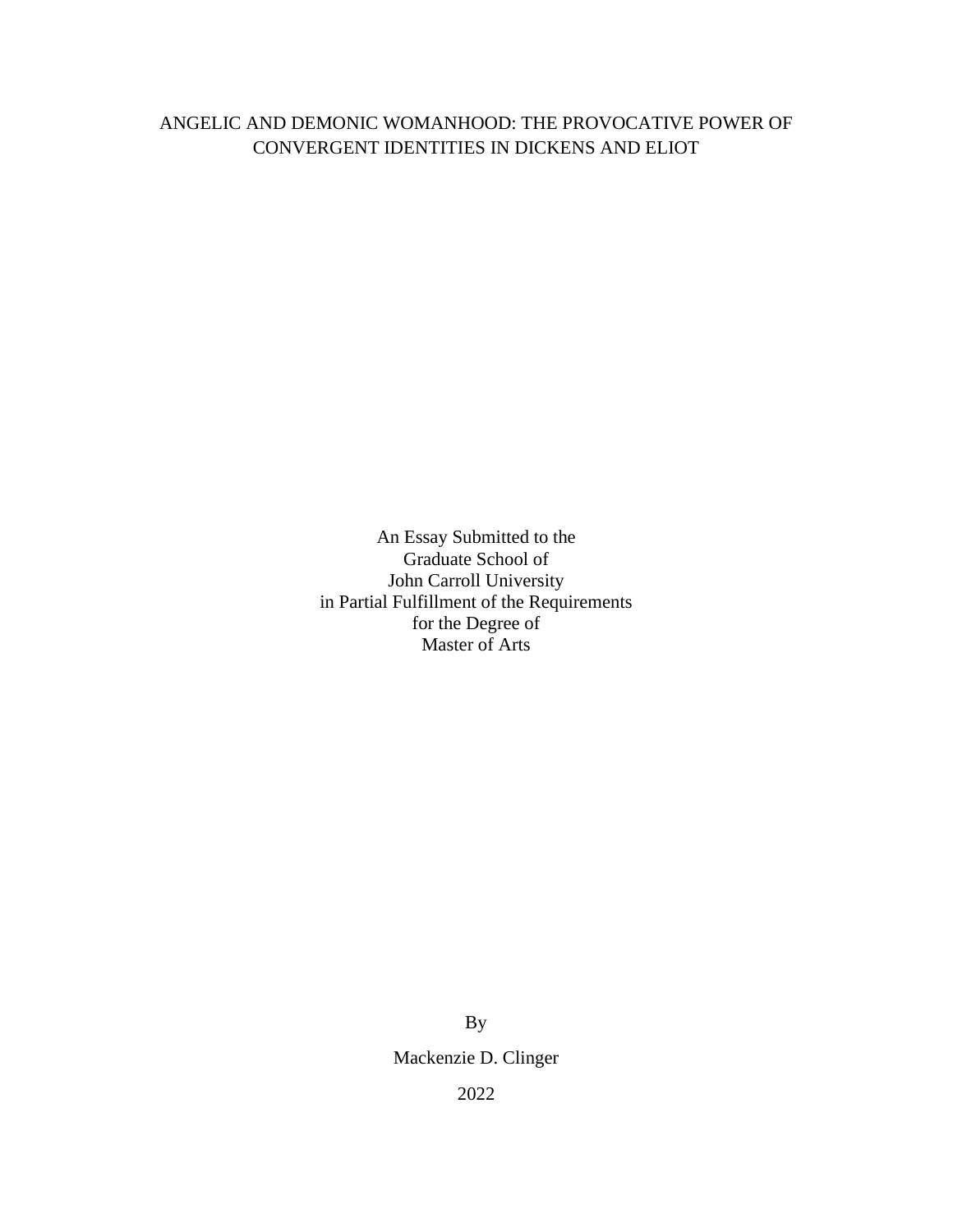# ANGELIC AND DEMONIC WOMANHOOD: THE PROVOCATIVE POWER OF CONVERGENT IDENTITIES IN DICKENS AND ELIOT

An Essay Submitted to the
Graduate School of
John Carroll University
in Partial Fulfillment of the Requirements
for the Degree of
Master of Arts

By

Mackenzie D. Clinger

2022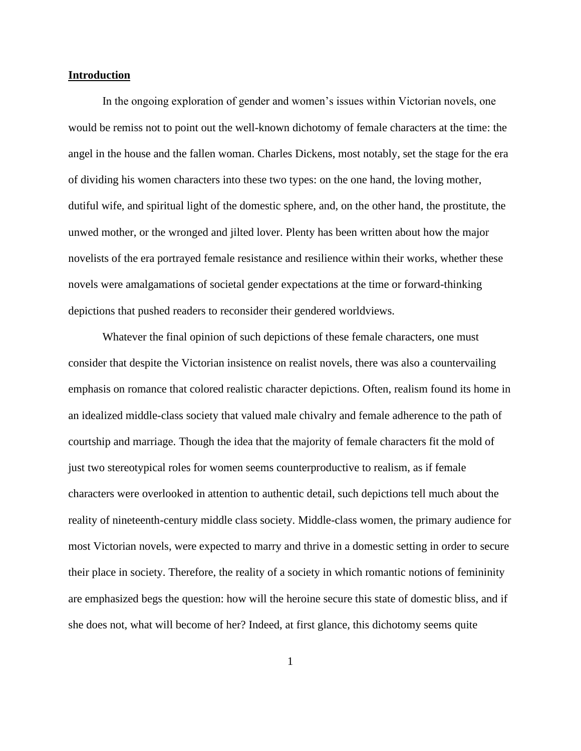## **Introduction**

In the ongoing exploration of gender and women's issues within Victorian novels, one would be remiss not to point out the well-known dichotomy of female characters at the time: the angel in the house and the fallen woman. Charles Dickens, most notably, set the stage for the era of dividing his women characters into these two types: on the one hand, the loving mother, dutiful wife, and spiritual light of the domestic sphere, and, on the other hand, the prostitute, the unwed mother, or the wronged and jilted lover. Plenty has been written about how the major novelists of the era portrayed female resistance and resilience within their works, whether these novels were amalgamations of societal gender expectations at the time or forward-thinking depictions that pushed readers to reconsider their gendered worldviews.

Whatever the final opinion of such depictions of these female characters, one must consider that despite the Victorian insistence on realist novels, there was also a countervailing emphasis on romance that colored realistic character depictions. Often, realism found its home in an idealized middle-class society that valued male chivalry and female adherence to the path of courtship and marriage. Though the idea that the majority of female characters fit the mold of just two stereotypical roles for women seems counterproductive to realism, as if female characters were overlooked in attention to authentic detail, such depictions tell much about the reality of nineteenth-century middle class society. Middle-class women, the primary audience for most Victorian novels, were expected to marry and thrive in a domestic setting in order to secure their place in society. Therefore, the reality of a society in which romantic notions of femininity are emphasized begs the question: how will the heroine secure this state of domestic bliss, and if she does not, what will become of her? Indeed, at first glance, this dichotomy seems quite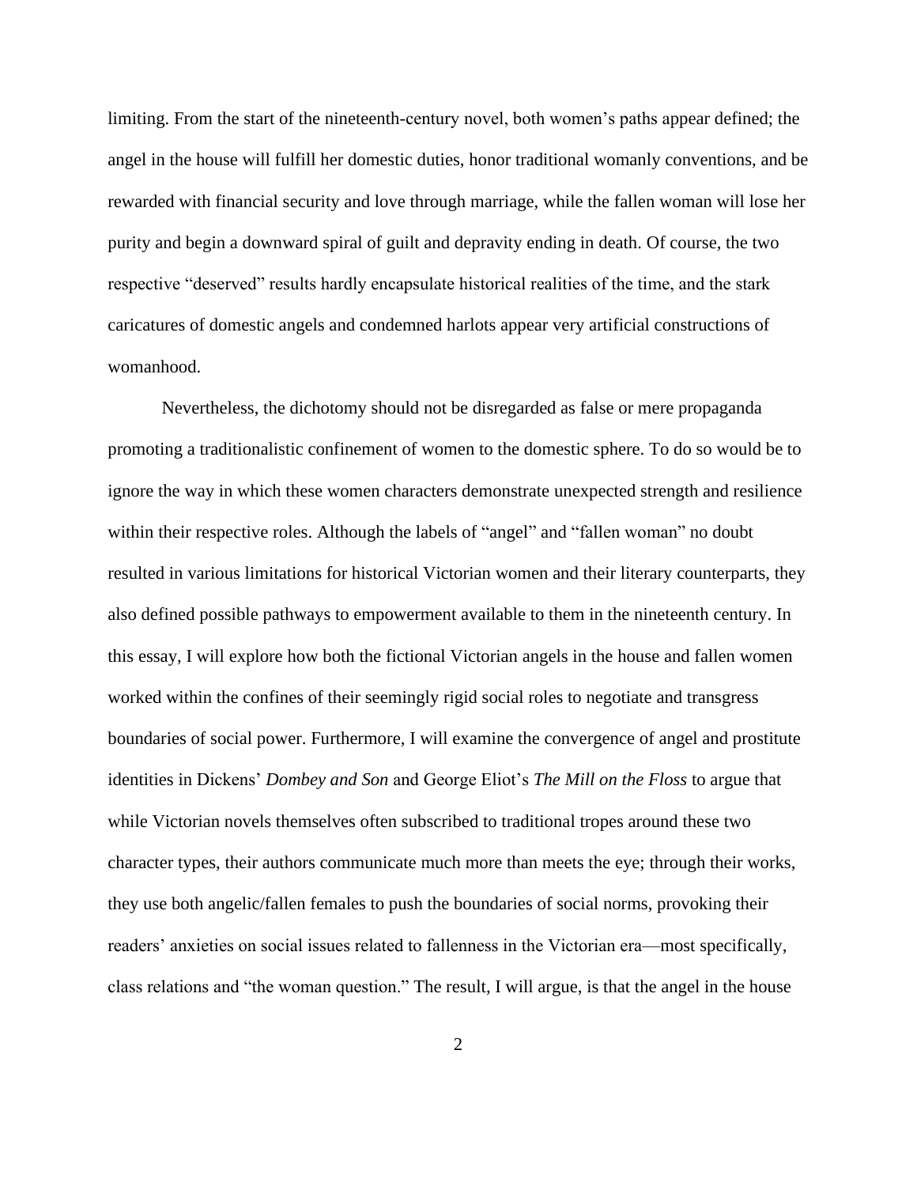limiting. From the start of the nineteenth-century novel, both women's paths appear defined; the angel in the house will fulfill her domestic duties, honor traditional womanly conventions, and be rewarded with financial security and love through marriage, while the fallen woman will lose her purity and begin a downward spiral of guilt and depravity ending in death. Of course, the two respective "deserved" results hardly encapsulate historical realities of the time, and the stark caricatures of domestic angels and condemned harlots appear very artificial constructions of womanhood.

Nevertheless, the dichotomy should not be disregarded as false or mere propaganda promoting a traditionalistic confinement of women to the domestic sphere. To do so would be to ignore the way in which these women characters demonstrate unexpected strength and resilience within their respective roles. Although the labels of "angel" and "fallen woman" no doubt resulted in various limitations for historical Victorian women and their literary counterparts, they also defined possible pathways to empowerment available to them in the nineteenth century. In this essay, I will explore how both the fictional Victorian angels in the house and fallen women worked within the confines of their seemingly rigid social roles to negotiate and transgress boundaries of social power. Furthermore, I will examine the convergence of angel and prostitute identities in Dickens' *Dombey and Son* and George Eliot's *The Mill on the Floss* to argue that while Victorian novels themselves often subscribed to traditional tropes around these two character types, their authors communicate much more than meets the eye; through their works, they use both angelic/fallen females to push the boundaries of social norms, provoking their readers' anxieties on social issues related to fallenness in the Victorian era—most specifically, class relations and "the woman question." The result, I will argue, is that the angel in the house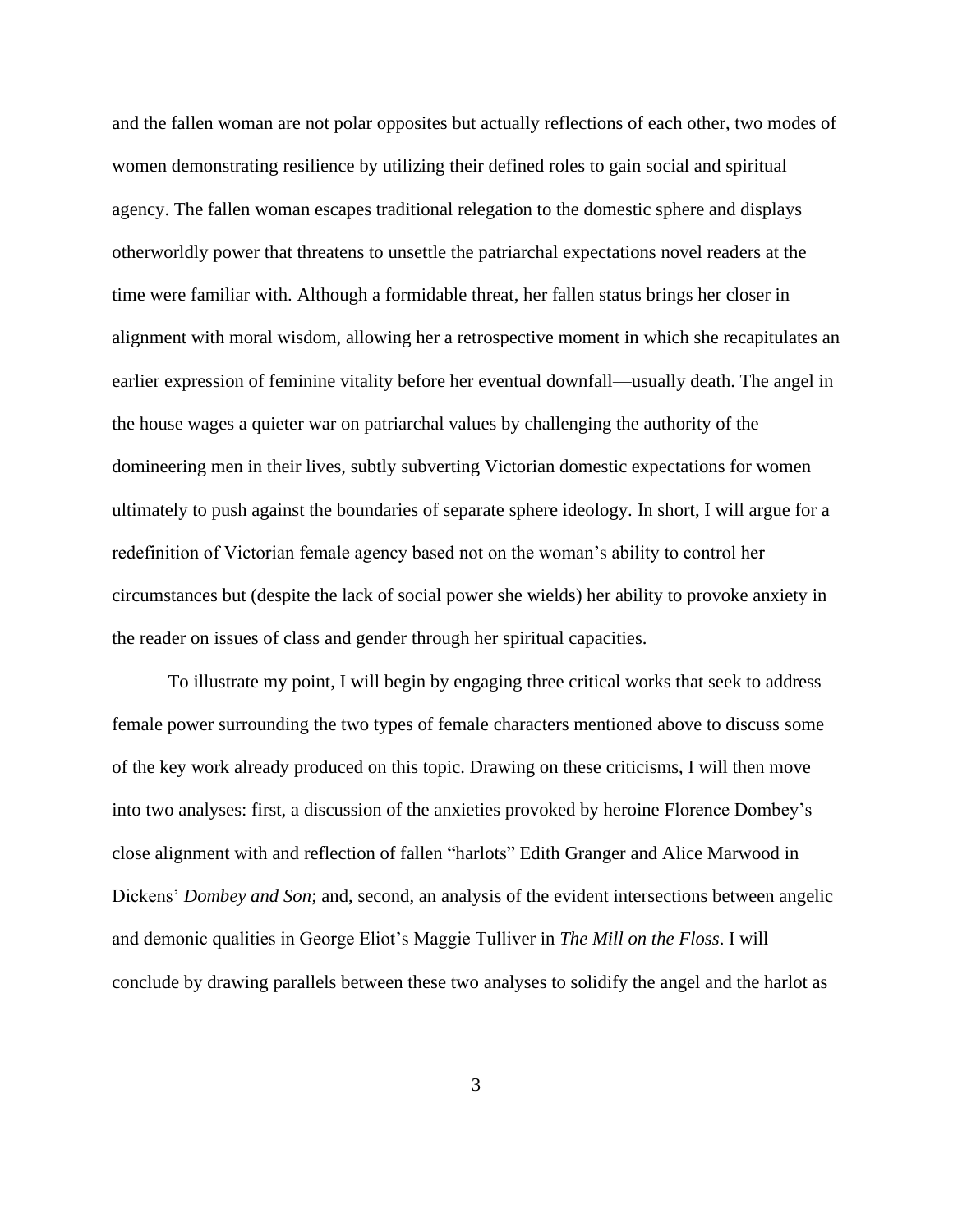and the fallen woman are not polar opposites but actually reflections of each other, two modes of women demonstrating resilience by utilizing their defined roles to gain social and spiritual agency. The fallen woman escapes traditional relegation to the domestic sphere and displays otherworldly power that threatens to unsettle the patriarchal expectations novel readers at the time were familiar with. Although a formidable threat, her fallen status brings her closer in alignment with moral wisdom, allowing her a retrospective moment in which she recapitulates an earlier expression of feminine vitality before her eventual downfall—usually death. The angel in the house wages a quieter war on patriarchal values by challenging the authority of the domineering men in their lives, subtly subverting Victorian domestic expectations for women ultimately to push against the boundaries of separate sphere ideology. In short, I will argue for a redefinition of Victorian female agency based not on the woman's ability to control her circumstances but (despite the lack of social power she wields) her ability to provoke anxiety in the reader on issues of class and gender through her spiritual capacities.

To illustrate my point, I will begin by engaging three critical works that seek to address female power surrounding the two types of female characters mentioned above to discuss some of the key work already produced on this topic. Drawing on these criticisms, I will then move into two analyses: first, a discussion of the anxieties provoked by heroine Florence Dombey's close alignment with and reflection of fallen "harlots" Edith Granger and Alice Marwood in Dickens' *Dombey and Son*; and, second, an analysis of the evident intersections between angelic and demonic qualities in George Eliot's Maggie Tulliver in *The Mill on the Floss*. I will conclude by drawing parallels between these two analyses to solidify the angel and the harlot as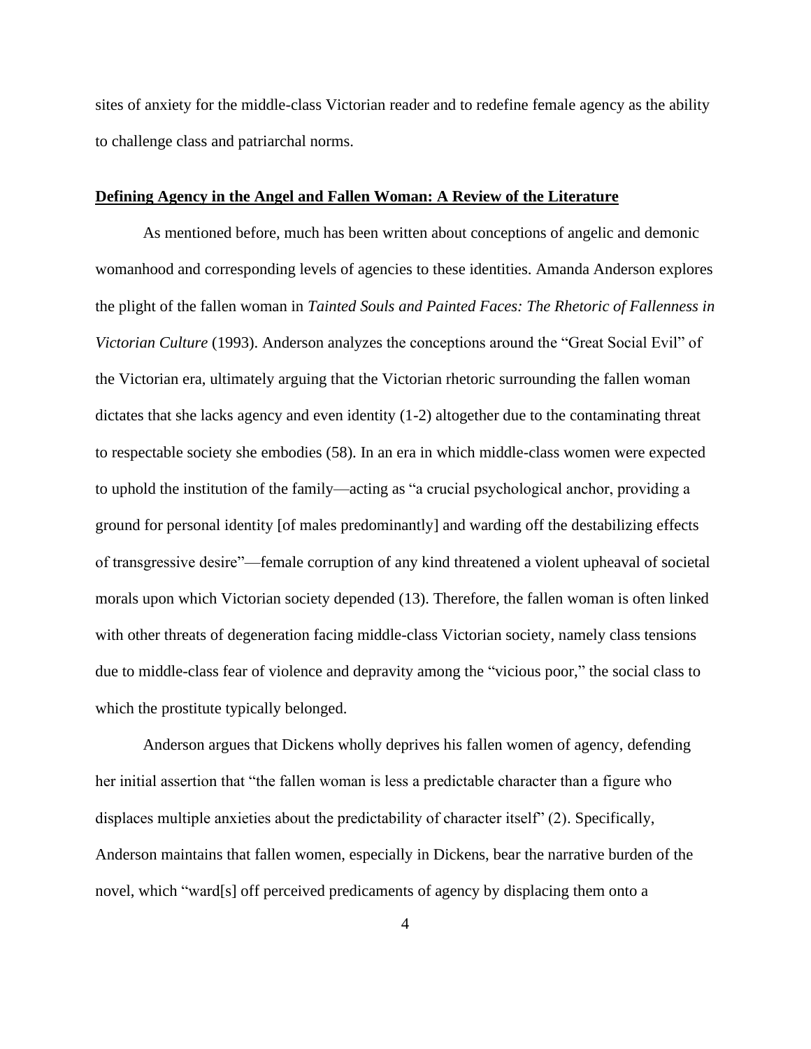sites of anxiety for the middle-class Victorian reader and to redefine female agency as the ability to challenge class and patriarchal norms.

## Defining Agency in the Angel and Fallen Woman: A Review of the Literature

As mentioned before, much has been written about conceptions of angelic and demonic womanhood and corresponding levels of agencies to these identities. Amanda Anderson explores the plight of the fallen woman in *Tainted Souls and Painted Faces: The Rhetoric of Fallenness in Victorian Culture* (1993). Anderson analyzes the conceptions around the "Great Social Evil" of the Victorian era, ultimately arguing that the Victorian rhetoric surrounding the fallen woman dictates that she lacks agency and even identity (1-2) altogether due to the contaminating threat to respectable society she embodies (58). In an era in which middle-class women were expected to uphold the institution of the family—acting as "a crucial psychological anchor, providing a ground for personal identity [of males predominantly] and warding off the destabilizing effects of transgressive desire"—female corruption of any kind threatened a violent upheaval of societal morals upon which Victorian society depended (13). Therefore, the fallen woman is often linked with other threats of degeneration facing middle-class Victorian society, namely class tensions due to middle-class fear of violence and depravity among the "vicious poor," the social class to which the prostitute typically belonged.

Anderson argues that Dickens wholly deprives his fallen women of agency, defending her initial assertion that "the fallen woman is less a predictable character than a figure who displaces multiple anxieties about the predictability of character itself" (2). Specifically, Anderson maintains that fallen women, especially in Dickens, bear the narrative burden of the novel, which "ward[s] off perceived predicaments of agency by displacing them onto a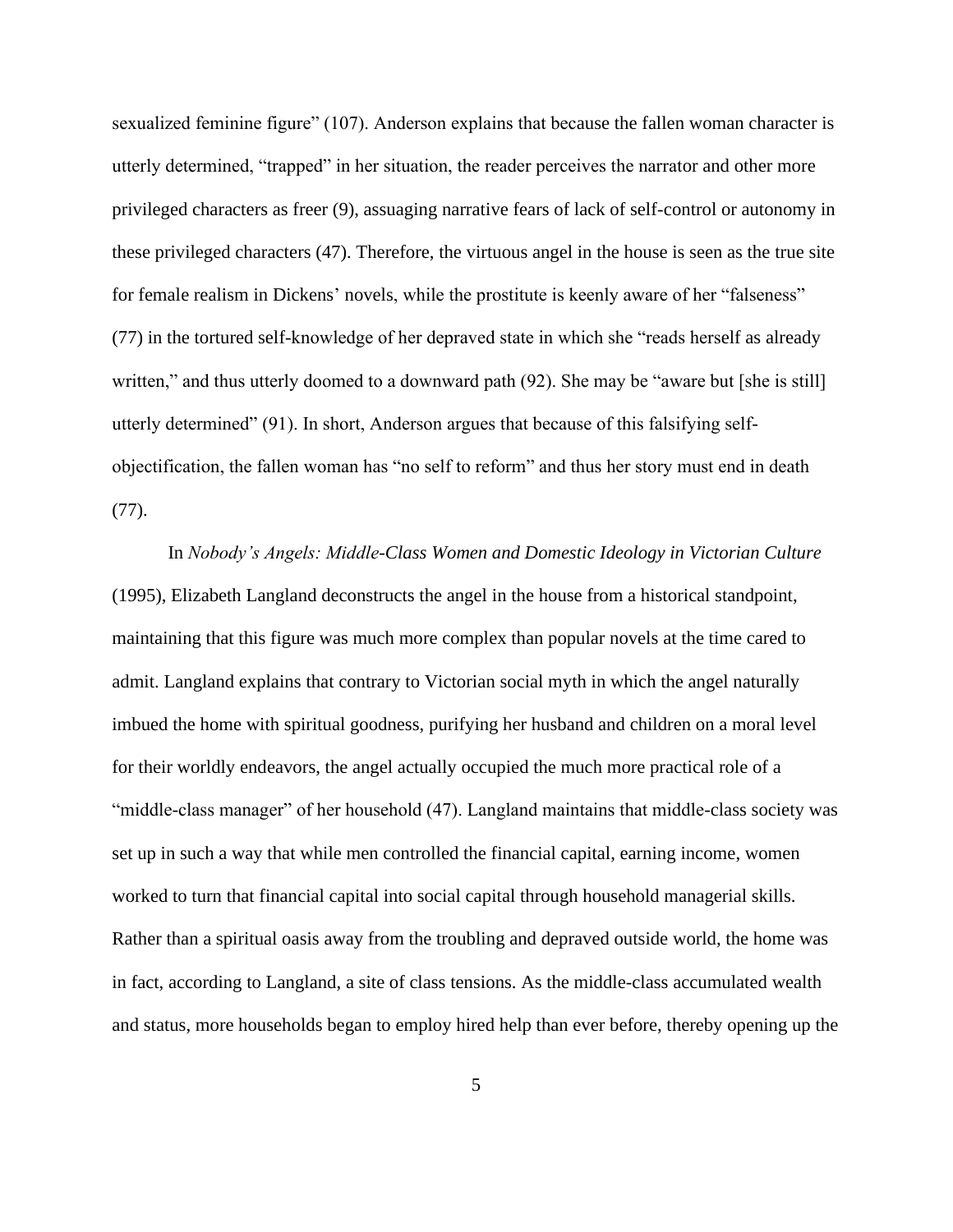sexualized feminine figure" (107). Anderson explains that because the fallen woman character is utterly determined, "trapped" in her situation, the reader perceives the narrator and other more privileged characters as freer (9), assuaging narrative fears of lack of self-control or autonomy in these privileged characters (47). Therefore, the virtuous angel in the house is seen as the true site for female realism in Dickens' novels, while the prostitute is keenly aware of her "falseness" (77) in the tortured self-knowledge of her depraved state in which she "reads herself as already written," and thus utterly doomed to a downward path (92). She may be "aware but [she is still] utterly determined" (91). In short, Anderson argues that because of this falsifying self-objectification, the fallen woman has "no self to reform" and thus her story must end in death (77).

In *Nobody's Angels: Middle-Class Women and Domestic Ideology in Victorian Culture* (1995), Elizabeth Langland deconstructs the angel in the house from a historical standpoint, maintaining that this figure was much more complex than popular novels at the time cared to admit. Langland explains that contrary to Victorian social myth in which the angel naturally imbued the home with spiritual goodness, purifying her husband and children on a moral level for their worldly endeavors, the angel actually occupied the much more practical role of a "middle-class manager" of her household (47). Langland maintains that middle-class society was set up in such a way that while men controlled the financial capital, earning income, women worked to turn that financial capital into social capital through household managerial skills. Rather than a spiritual oasis away from the troubling and depraved outside world, the home was in fact, according to Langland, a site of class tensions. As the middle-class accumulated wealth and status, more households began to employ hired help than ever before, thereby opening up the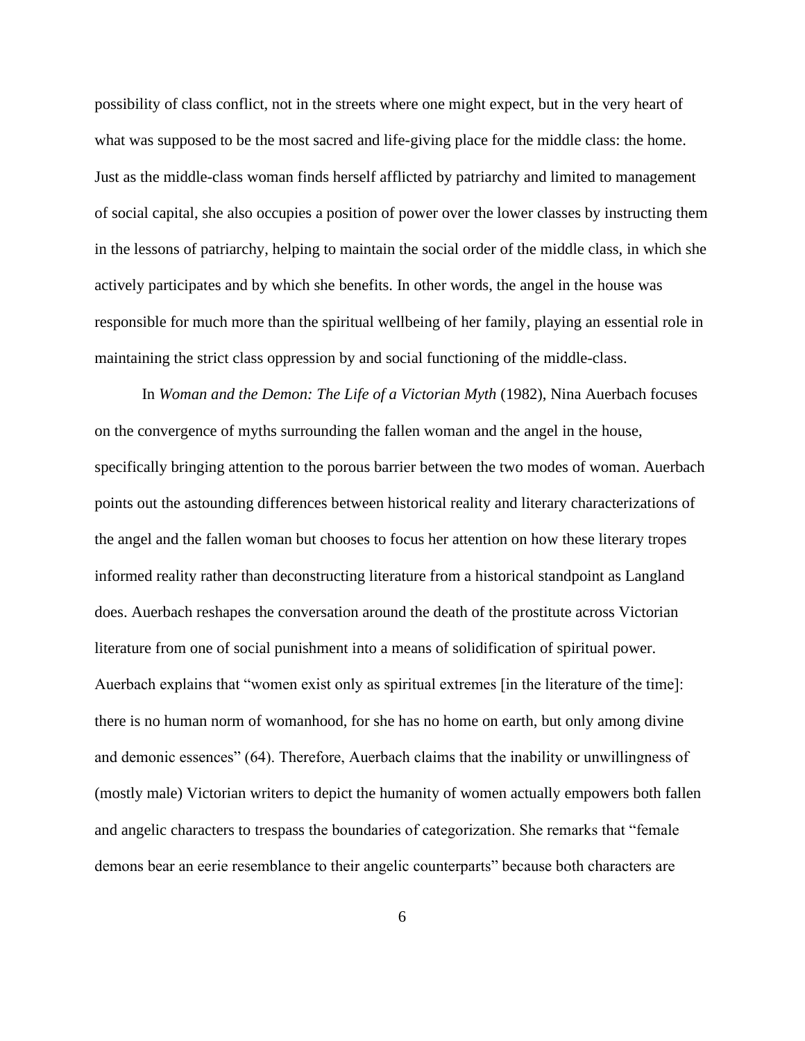possibility of class conflict, not in the streets where one might expect, but in the very heart of what was supposed to be the most sacred and life-giving place for the middle class: the home. Just as the middle-class woman finds herself afflicted by patriarchy and limited to management of social capital, she also occupies a position of power over the lower classes by instructing them in the lessons of patriarchy, helping to maintain the social order of the middle class, in which she actively participates and by which she benefits. In other words, the angel in the house was responsible for much more than the spiritual wellbeing of her family, playing an essential role in maintaining the strict class oppression by and social functioning of the middle-class.

In *Woman and the Demon: The Life of a Victorian Myth* (1982), Nina Auerbach focuses on the convergence of myths surrounding the fallen woman and the angel in the house, specifically bringing attention to the porous barrier between the two modes of woman. Auerbach points out the astounding differences between historical reality and literary characterizations of the angel and the fallen woman but chooses to focus her attention on how these literary tropes informed reality rather than deconstructing literature from a historical standpoint as Langland does. Auerbach reshapes the conversation around the death of the prostitute across Victorian literature from one of social punishment into a means of solidification of spiritual power. Auerbach explains that "women exist only as spiritual extremes [in the literature of the time]: there is no human norm of womanhood, for she has no home on earth, but only among divine and demonic essences" (64). Therefore, Auerbach claims that the inability or unwillingness of (mostly male) Victorian writers to depict the humanity of women actually empowers both fallen and angelic characters to trespass the boundaries of categorization. She remarks that "female demons bear an eerie resemblance to their angelic counterparts" because both characters are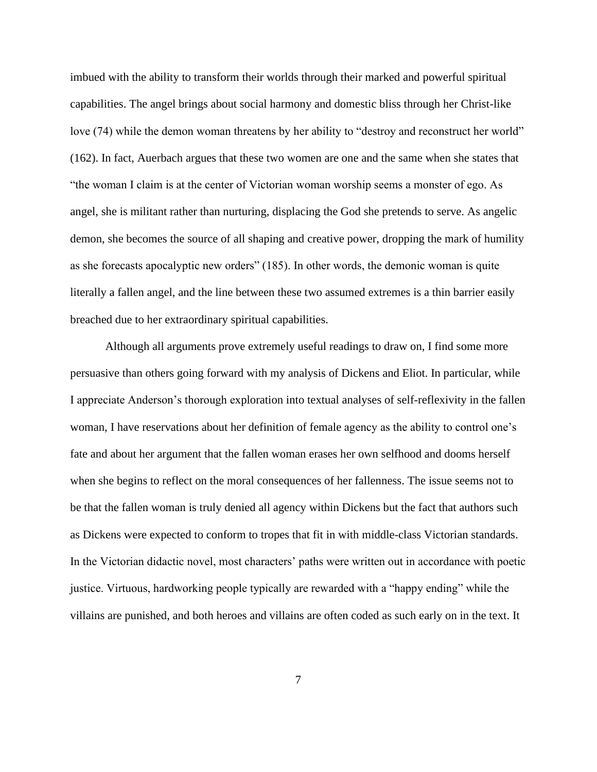imbued with the ability to transform their worlds through their marked and powerful spiritual capabilities. The angel brings about social harmony and domestic bliss through her Christ-like love (74) while the demon woman threatens by her ability to "destroy and reconstruct her world" (162). In fact, Auerbach argues that these two women are one and the same when she states that "the woman I claim is at the center of Victorian woman worship seems a monster of ego. As angel, she is militant rather than nurturing, displacing the God she pretends to serve. As angelic demon, she becomes the source of all shaping and creative power, dropping the mark of humility as she forecasts apocalyptic new orders" (185). In other words, the demonic woman is quite literally a fallen angel, and the line between these two assumed extremes is a thin barrier easily breached due to her extraordinary spiritual capabilities.

Although all arguments prove extremely useful readings to draw on, I find some more persuasive than others going forward with my analysis of Dickens and Eliot. In particular, while I appreciate Anderson's thorough exploration into textual analyses of self-reflexivity in the fallen woman, I have reservations about her definition of female agency as the ability to control one's fate and about her argument that the fallen woman erases her own selfhood and dooms herself when she begins to reflect on the moral consequences of her fallenness. The issue seems not to be that the fallen woman is truly denied all agency within Dickens but the fact that authors such as Dickens were expected to conform to tropes that fit in with middle-class Victorian standards. In the Victorian didactic novel, most characters' paths were written out in accordance with poetic justice. Virtuous, hardworking people typically are rewarded with a "happy ending" while the villains are punished, and both heroes and villains are often coded as such early on in the text. It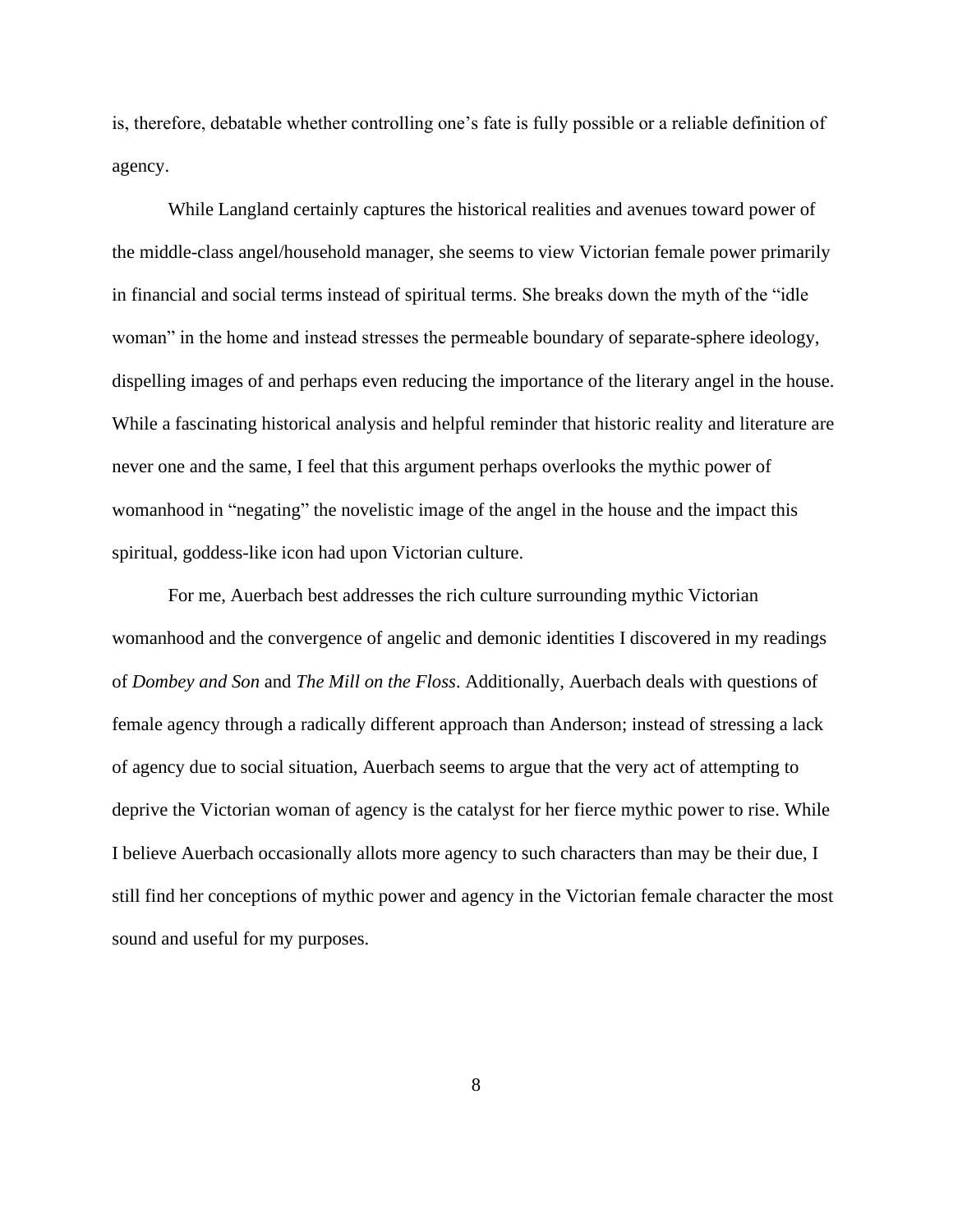is, therefore, debatable whether controlling one's fate is fully possible or a reliable definition of agency.

While Langland certainly captures the historical realities and avenues toward power of the middle-class angel/household manager, she seems to view Victorian female power primarily in financial and social terms instead of spiritual terms. She breaks down the myth of the "idle woman" in the home and instead stresses the permeable boundary of separate-sphere ideology, dispelling images of and perhaps even reducing the importance of the literary angel in the house. While a fascinating historical analysis and helpful reminder that historic reality and literature are never one and the same, I feel that this argument perhaps overlooks the mythic power of womanhood in "negating" the novelistic image of the angel in the house and the impact this spiritual, goddess-like icon had upon Victorian culture.

For me, Auerbach best addresses the rich culture surrounding mythic Victorian womanhood and the convergence of angelic and demonic identities I discovered in my readings of *Dombey and Son* and *The Mill on the Floss*. Additionally, Auerbach deals with questions of female agency through a radically different approach than Anderson; instead of stressing a lack of agency due to social situation, Auerbach seems to argue that the very act of attempting to deprive the Victorian woman of agency is the catalyst for her fierce mythic power to rise. While I believe Auerbach occasionally allots more agency to such characters than may be their due, I still find her conceptions of mythic power and agency in the Victorian female character the most sound and useful for my purposes.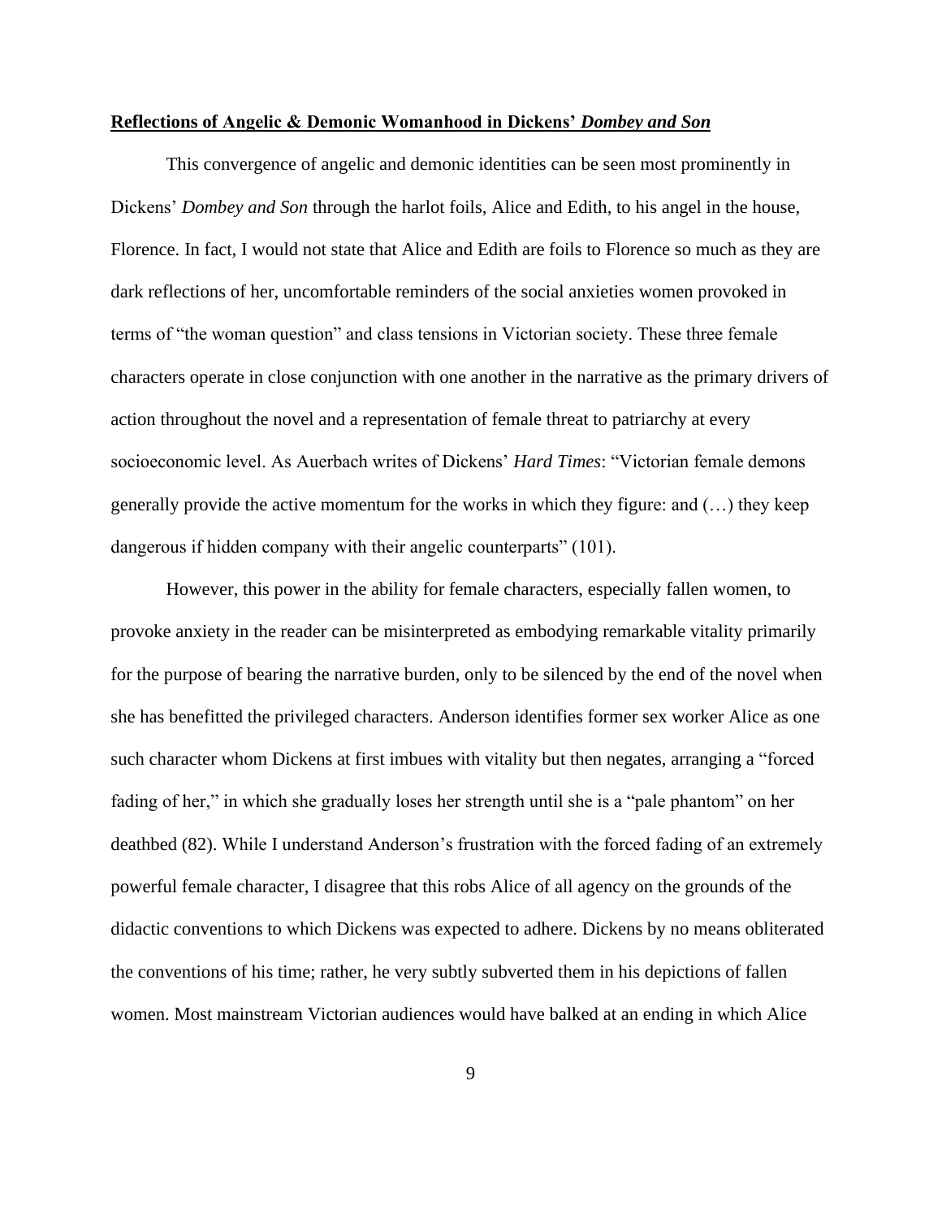**Reflections of Angelic & Demonic Womanhood in Dickens' *Dombey and Son***

This convergence of angelic and demonic identities can be seen most prominently in Dickens' *Dombey and Son* through the harlot foils, Alice and Edith, to his angel in the house, Florence. In fact, I would not state that Alice and Edith are foils to Florence so much as they are dark reflections of her, uncomfortable reminders of the social anxieties women provoked in terms of "the woman question" and class tensions in Victorian society. These three female characters operate in close conjunction with one another in the narrative as the primary drivers of action throughout the novel and a representation of female threat to patriarchy at every socioeconomic level. As Auerbach writes of Dickens' *Hard Times*: "Victorian female demons generally provide the active momentum for the works in which they figure: and (…) they keep dangerous if hidden company with their angelic counterparts" (101).

However, this power in the ability for female characters, especially fallen women, to provoke anxiety in the reader can be misinterpreted as embodying remarkable vitality primarily for the purpose of bearing the narrative burden, only to be silenced by the end of the novel when she has benefitted the privileged characters. Anderson identifies former sex worker Alice as one such character whom Dickens at first imbues with vitality but then negates, arranging a "forced fading of her," in which she gradually loses her strength until she is a "pale phantom" on her deathbed (82). While I understand Anderson's frustration with the forced fading of an extremely powerful female character, I disagree that this robs Alice of all agency on the grounds of the didactic conventions to which Dickens was expected to adhere. Dickens by no means obliterated the conventions of his time; rather, he very subtly subverted them in his depictions of fallen women. Most mainstream Victorian audiences would have balked at an ending in which Alice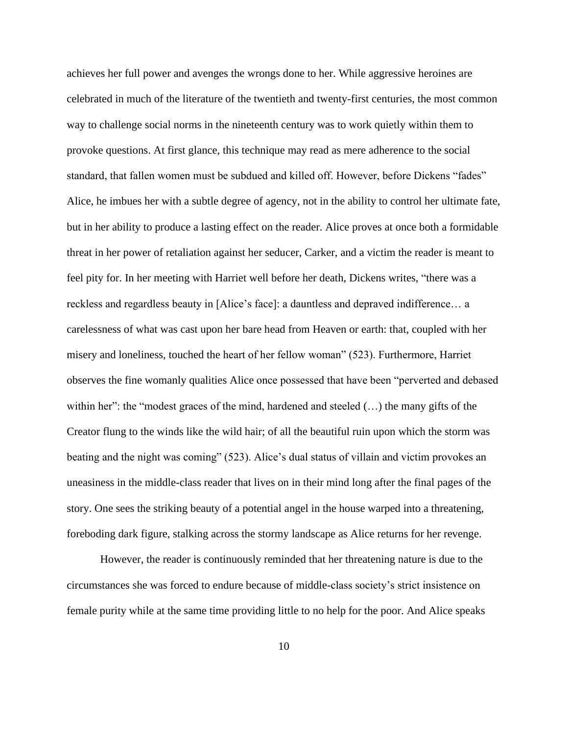achieves her full power and avenges the wrongs done to her. While aggressive heroines are celebrated in much of the literature of the twentieth and twenty-first centuries, the most common way to challenge social norms in the nineteenth century was to work quietly within them to provoke questions. At first glance, this technique may read as mere adherence to the social standard, that fallen women must be subdued and killed off. However, before Dickens "fades" Alice, he imbues her with a subtle degree of agency, not in the ability to control her ultimate fate, but in her ability to produce a lasting effect on the reader. Alice proves at once both a formidable threat in her power of retaliation against her seducer, Carker, and a victim the reader is meant to feel pity for. In her meeting with Harriet well before her death, Dickens writes, "there was a reckless and regardless beauty in [Alice's face]: a dauntless and depraved indifference… a carelessness of what was cast upon her bare head from Heaven or earth: that, coupled with her misery and loneliness, touched the heart of her fellow woman" (523). Furthermore, Harriet observes the fine womanly qualities Alice once possessed that have been "perverted and debased within her": the "modest graces of the mind, hardened and steeled (…) the many gifts of the Creator flung to the winds like the wild hair; of all the beautiful ruin upon which the storm was beating and the night was coming" (523). Alice's dual status of villain and victim provokes an uneasiness in the middle-class reader that lives on in their mind long after the final pages of the story. One sees the striking beauty of a potential angel in the house warped into a threatening, foreboding dark figure, stalking across the stormy landscape as Alice returns for her revenge.

However, the reader is continuously reminded that her threatening nature is due to the circumstances she was forced to endure because of middle-class society's strict insistence on female purity while at the same time providing little to no help for the poor. And Alice speaks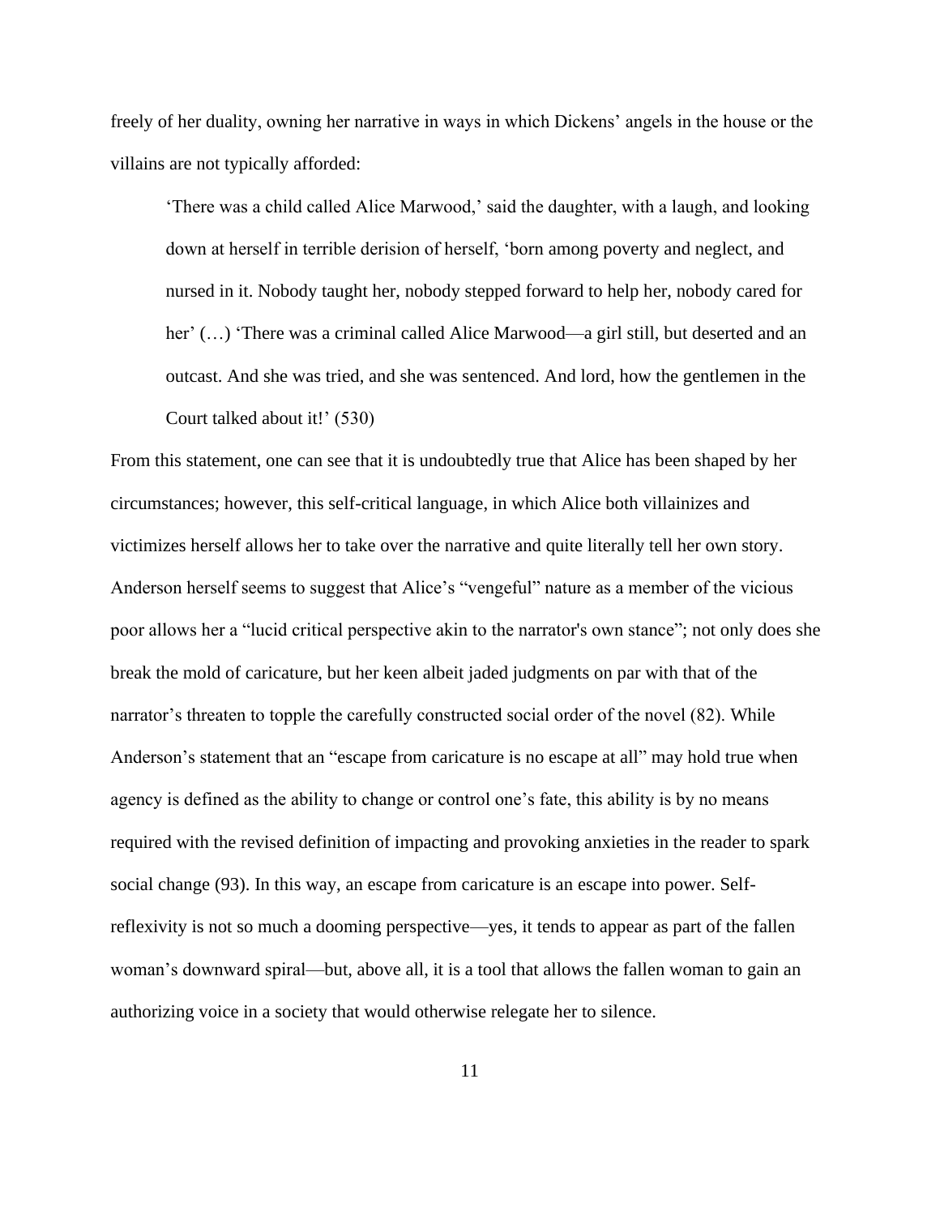freely of her duality, owning her narrative in ways in which Dickens' angels in the house or the villains are not typically afforded:

> 'There was a child called Alice Marwood,' said the daughter, with a laugh, and looking down at herself in terrible derision of herself, 'born among poverty and neglect, and nursed in it. Nobody taught her, nobody stepped forward to help her, nobody cared for her' (…) 'There was a criminal called Alice Marwood—a girl still, but deserted and an outcast. And she was tried, and she was sentenced. And lord, how the gentlemen in the Court talked about it!' (530)

From this statement, one can see that it is undoubtedly true that Alice has been shaped by her circumstances; however, this self-critical language, in which Alice both villainizes and victimizes herself allows her to take over the narrative and quite literally tell her own story. Anderson herself seems to suggest that Alice's "vengeful" nature as a member of the vicious poor allows her a "lucid critical perspective akin to the narrator's own stance"; not only does she break the mold of caricature, but her keen albeit jaded judgments on par with that of the narrator's threaten to topple the carefully constructed social order of the novel (82). While Anderson's statement that an "escape from caricature is no escape at all" may hold true when agency is defined as the ability to change or control one's fate, this ability is by no means required with the revised definition of impacting and provoking anxieties in the reader to spark social change (93). In this way, an escape from caricature is an escape into power. Self-reflexivity is not so much a dooming perspective—yes, it tends to appear as part of the fallen woman's downward spiral—but, above all, it is a tool that allows the fallen woman to gain an authorizing voice in a society that would otherwise relegate her to silence.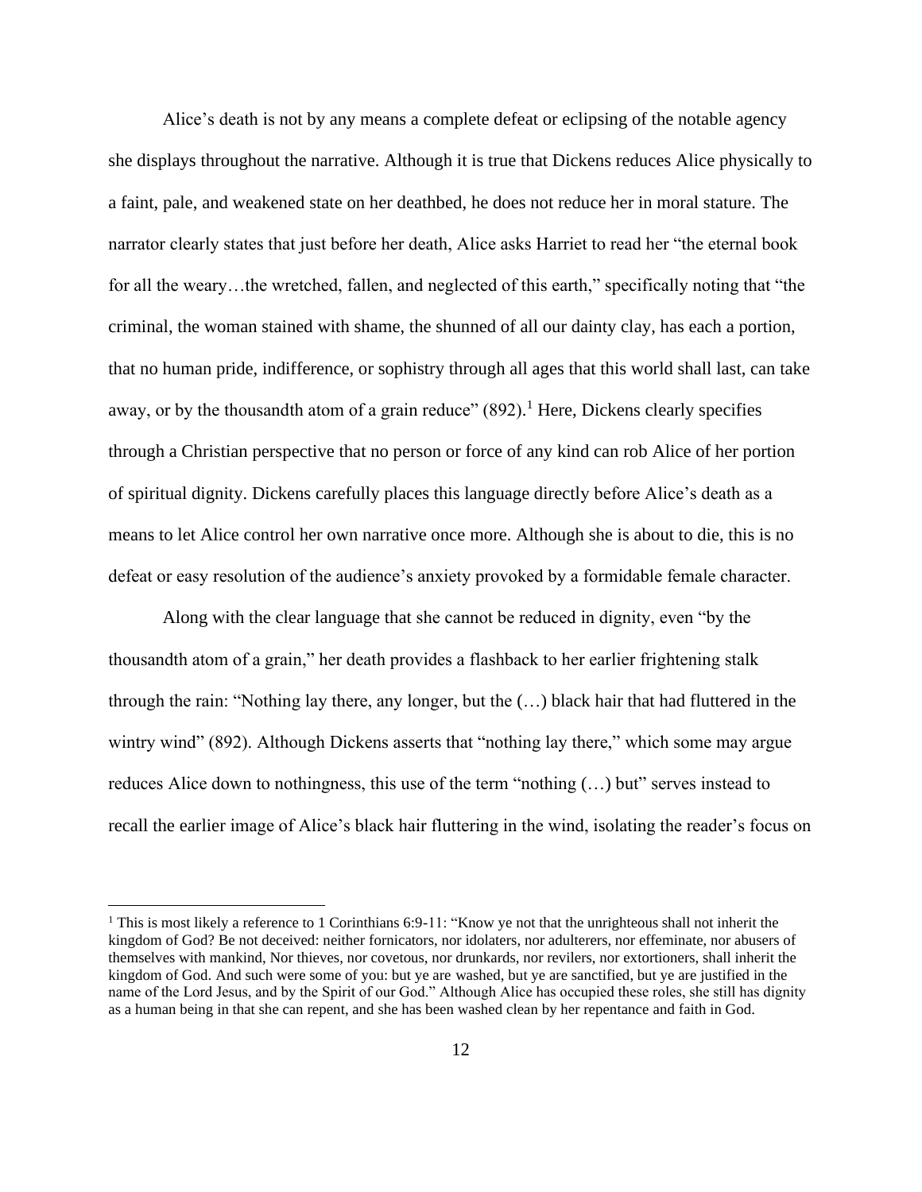Alice's death is not by any means a complete defeat or eclipsing of the notable agency she displays throughout the narrative. Although it is true that Dickens reduces Alice physically to a faint, pale, and weakened state on her deathbed, he does not reduce her in moral stature. The narrator clearly states that just before her death, Alice asks Harriet to read her "the eternal book for all the weary…the wretched, fallen, and neglected of this earth," specifically noting that "the criminal, the woman stained with shame, the shunned of all our dainty clay, has each a portion, that no human pride, indifference, or sophistry through all ages that this world shall last, can take away, or by the thousandth atom of a grain reduce" (892).[1] Here, Dickens clearly specifies through a Christian perspective that no person or force of any kind can rob Alice of her portion of spiritual dignity. Dickens carefully places this language directly before Alice's death as a means to let Alice control her own narrative once more. Although she is about to die, this is no defeat or easy resolution of the audience's anxiety provoked by a formidable female character.

Along with the clear language that she cannot be reduced in dignity, even "by the thousandth atom of a grain," her death provides a flashback to her earlier frightening stalk through the rain: "Nothing lay there, any longer, but the (…) black hair that had fluttered in the wintry wind" (892). Although Dickens asserts that "nothing lay there," which some may argue reduces Alice down to nothingness, this use of the term "nothing (…) but" serves instead to recall the earlier image of Alice's black hair fluttering in the wind, isolating the reader's focus on

---

[1] This is most likely a reference to 1 Corinthians 6:9-11: "Know ye not that the unrighteous shall not inherit the kingdom of God? Be not deceived: neither fornicators, nor idolaters, nor adulterers, nor effeminate, nor abusers of themselves with mankind, Nor thieves, nor covetous, nor drunkards, nor revilers, nor extortioners, shall inherit the kingdom of God. And such were some of you: but ye are washed, but ye are sanctified, but ye are justified in the name of the Lord Jesus, and by the Spirit of our God." Although Alice has occupied these roles, she still has dignity as a human being in that she can repent, and she has been washed clean by her repentance and faith in God.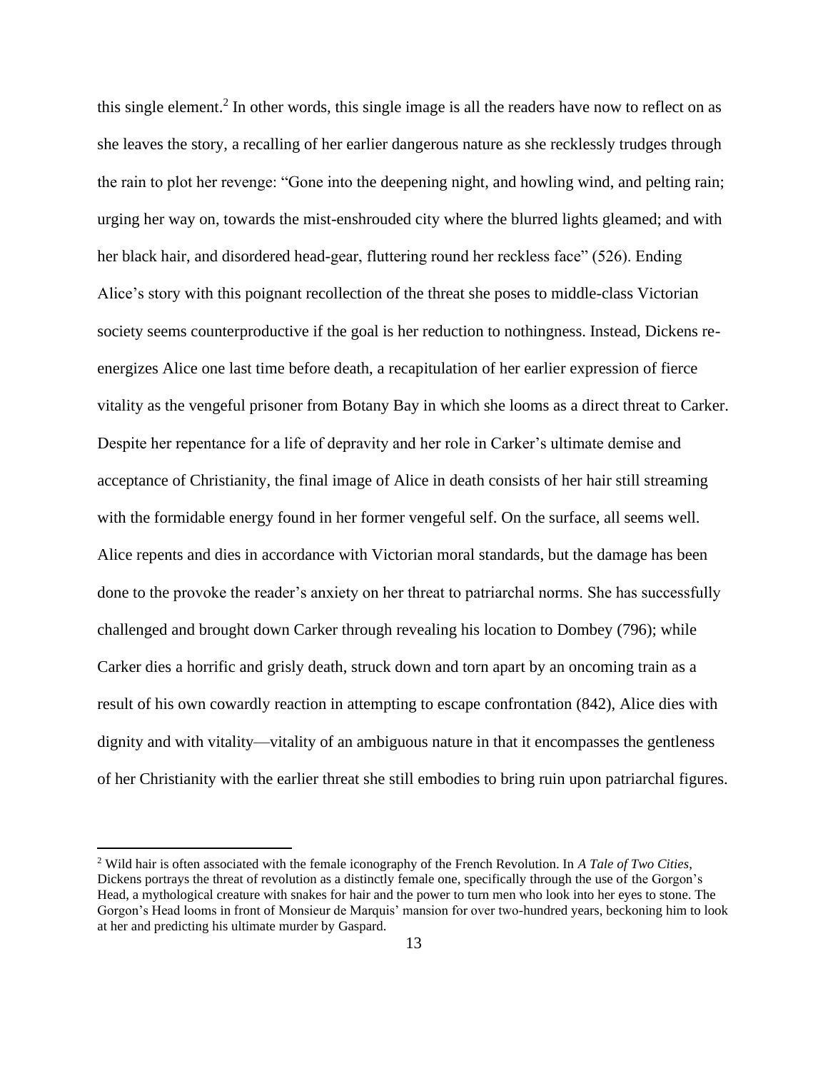this single element.[2] In other words, this single image is all the readers have now to reflect on as she leaves the story, a recalling of her earlier dangerous nature as she recklessly trudges through the rain to plot her revenge: "Gone into the deepening night, and howling wind, and pelting rain; urging her way on, towards the mist-enshrouded city where the blurred lights gleamed; and with her black hair, and disordered head-gear, fluttering round her reckless face" (526). Ending Alice's story with this poignant recollection of the threat she poses to middle-class Victorian society seems counterproductive if the goal is her reduction to nothingness. Instead, Dickens re-energizes Alice one last time before death, a recapitulation of her earlier expression of fierce vitality as the vengeful prisoner from Botany Bay in which she looms as a direct threat to Carker. Despite her repentance for a life of depravity and her role in Carker's ultimate demise and acceptance of Christianity, the final image of Alice in death consists of her hair still streaming with the formidable energy found in her former vengeful self. On the surface, all seems well. Alice repents and dies in accordance with Victorian moral standards, but the damage has been done to the provoke the reader's anxiety on her threat to patriarchal norms. She has successfully challenged and brought down Carker through revealing his location to Dombey (796); while Carker dies a horrific and grisly death, struck down and torn apart by an oncoming train as a result of his own cowardly reaction in attempting to escape confrontation (842), Alice dies with dignity and with vitality—vitality of an ambiguous nature in that it encompasses the gentleness of her Christianity with the earlier threat she still embodies to bring ruin upon patriarchal figures.

[2] Wild hair is often associated with the female iconography of the French Revolution. In *A Tale of Two Cities*, Dickens portrays the threat of revolution as a distinctly female one, specifically through the use of the Gorgon's Head, a mythological creature with snakes for hair and the power to turn men who look into her eyes to stone. The Gorgon's Head looms in front of Monsieur de Marquis' mansion for over two-hundred years, beckoning him to look at her and predicting his ultimate murder by Gaspard.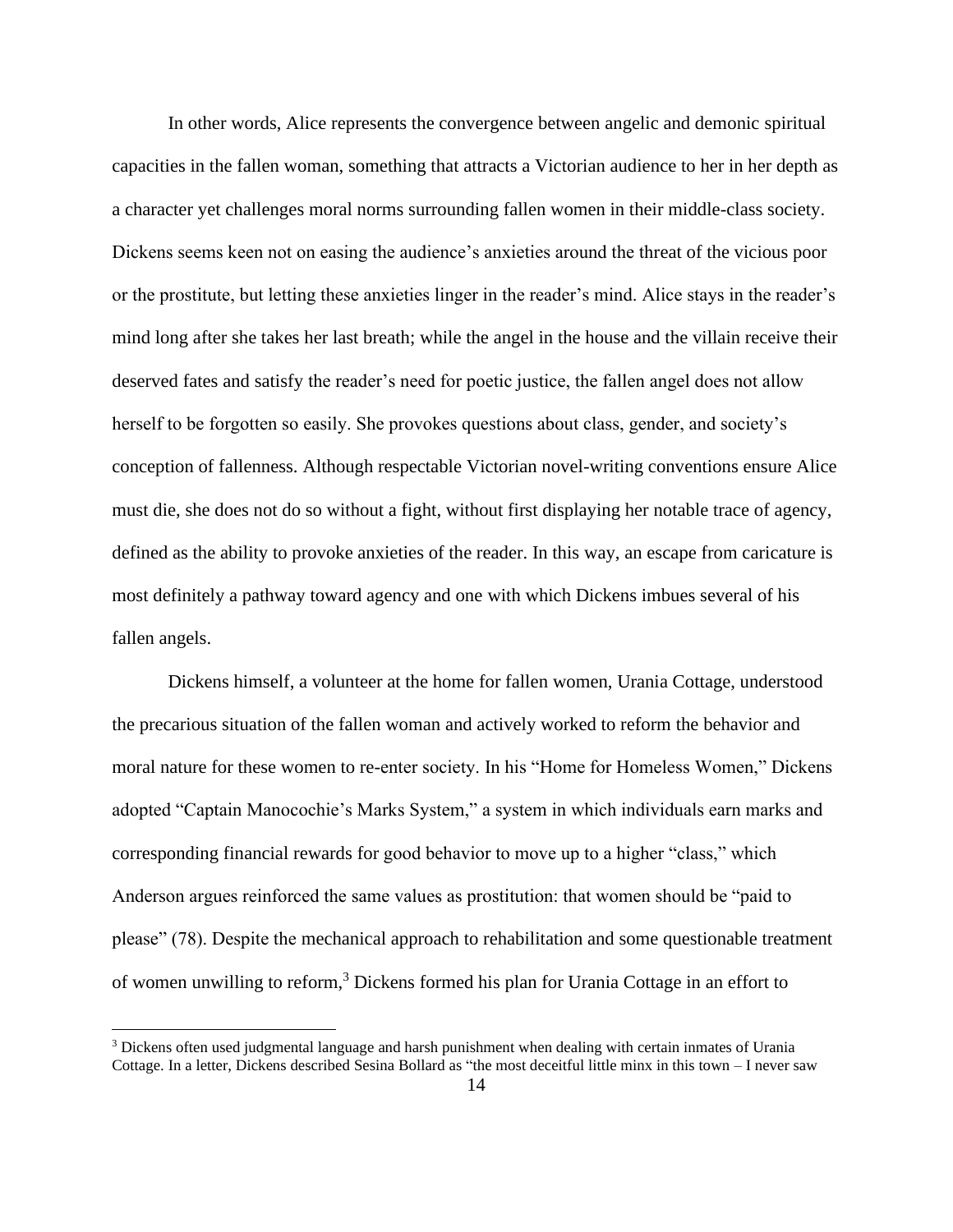In other words, Alice represents the convergence between angelic and demonic spiritual capacities in the fallen woman, something that attracts a Victorian audience to her in her depth as a character yet challenges moral norms surrounding fallen women in their middle-class society. Dickens seems keen not on easing the audience's anxieties around the threat of the vicious poor or the prostitute, but letting these anxieties linger in the reader's mind. Alice stays in the reader's mind long after she takes her last breath; while the angel in the house and the villain receive their deserved fates and satisfy the reader's need for poetic justice, the fallen angel does not allow herself to be forgotten so easily. She provokes questions about class, gender, and society's conception of fallenness. Although respectable Victorian novel-writing conventions ensure Alice must die, she does not do so without a fight, without first displaying her notable trace of agency, defined as the ability to provoke anxieties of the reader. In this way, an escape from caricature is most definitely a pathway toward agency and one with which Dickens imbues several of his fallen angels.

Dickens himself, a volunteer at the home for fallen women, Urania Cottage, understood the precarious situation of the fallen woman and actively worked to reform the behavior and moral nature for these women to re-enter society. In his "Home for Homeless Women," Dickens adopted "Captain Manocochie's Marks System," a system in which individuals earn marks and corresponding financial rewards for good behavior to move up to a higher "class," which Anderson argues reinforced the same values as prostitution: that women should be "paid to please" (78). Despite the mechanical approach to rehabilitation and some questionable treatment of women unwilling to reform,[3] Dickens formed his plan for Urania Cottage in an effort to

[3] Dickens often used judgmental language and harsh punishment when dealing with certain inmates of Urania Cottage. In a letter, Dickens described Sesina Bollard as "the most deceitful little minx in this town – I never saw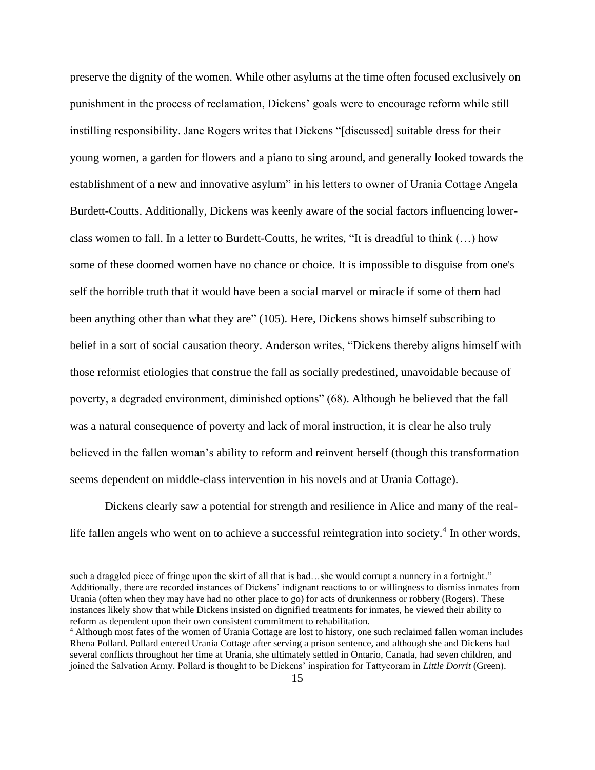preserve the dignity of the women. While other asylums at the time often focused exclusively on punishment in the process of reclamation, Dickens' goals were to encourage reform while still instilling responsibility. Jane Rogers writes that Dickens "[discussed] suitable dress for their young women, a garden for flowers and a piano to sing around, and generally looked towards the establishment of a new and innovative asylum" in his letters to owner of Urania Cottage Angela Burdett-Coutts. Additionally, Dickens was keenly aware of the social factors influencing lower-class women to fall. In a letter to Burdett-Coutts, he writes, "It is dreadful to think (…) how some of these doomed women have no chance or choice. It is impossible to disguise from one's self the horrible truth that it would have been a social marvel or miracle if some of them had been anything other than what they are" (105). Here, Dickens shows himself subscribing to belief in a sort of social causation theory. Anderson writes, "Dickens thereby aligns himself with those reformist etiologies that construe the fall as socially predestined, unavoidable because of poverty, a degraded environment, diminished options" (68). Although he believed that the fall was a natural consequence of poverty and lack of moral instruction, it is clear he also truly believed in the fallen woman's ability to reform and reinvent herself (though this transformation seems dependent on middle-class intervention in his novels and at Urania Cottage).

Dickens clearly saw a potential for strength and resilience in Alice and many of the real-life fallen angels who went on to achieve a successful reintegration into society.[4] In other words,

---

such a draggled piece of fringe upon the skirt of all that is bad…she would corrupt a nunnery in a fortnight." Additionally, there are recorded instances of Dickens' indignant reactions to or willingness to dismiss inmates from Urania (often when they may have had no other place to go) for acts of drunkenness or robbery (Rogers). These instances likely show that while Dickens insisted on dignified treatments for inmates, he viewed their ability to reform as dependent upon their own consistent commitment to rehabilitation.

[4] Although most fates of the women of Urania Cottage are lost to history, one such reclaimed fallen woman includes Rhena Pollard. Pollard entered Urania Cottage after serving a prison sentence, and although she and Dickens had several conflicts throughout her time at Urania, she ultimately settled in Ontario, Canada, had seven children, and joined the Salvation Army. Pollard is thought to be Dickens' inspiration for Tattycoram in *Little Dorrit* (Green).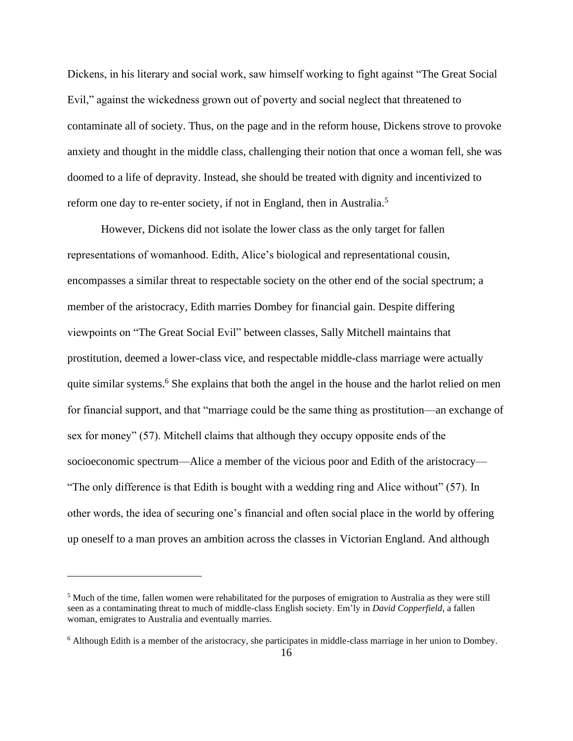Dickens, in his literary and social work, saw himself working to fight against "The Great Social Evil," against the wickedness grown out of poverty and social neglect that threatened to contaminate all of society. Thus, on the page and in the reform house, Dickens strove to provoke anxiety and thought in the middle class, challenging their notion that once a woman fell, she was doomed to a life of depravity. Instead, she should be treated with dignity and incentivized to reform one day to re-enter society, if not in England, then in Australia.[5]

However, Dickens did not isolate the lower class as the only target for fallen representations of womanhood. Edith, Alice's biological and representational cousin, encompasses a similar threat to respectable society on the other end of the social spectrum; a member of the aristocracy, Edith marries Dombey for financial gain. Despite differing viewpoints on "The Great Social Evil" between classes, Sally Mitchell maintains that prostitution, deemed a lower-class vice, and respectable middle-class marriage were actually quite similar systems.[6] She explains that both the angel in the house and the harlot relied on men for financial support, and that "marriage could be the same thing as prostitution—an exchange of sex for money" (57). Mitchell claims that although they occupy opposite ends of the socioeconomic spectrum—Alice a member of the vicious poor and Edith of the aristocracy—"The only difference is that Edith is bought with a wedding ring and Alice without" (57). In other words, the idea of securing one's financial and often social place in the world by offering up oneself to a man proves an ambition across the classes in Victorian England. And although

---

[5] Much of the time, fallen women were rehabilitated for the purposes of emigration to Australia as they were still seen as a contaminating threat to much of middle-class English society. Em'ly in *David Copperfield*, a fallen woman, emigrates to Australia and eventually marries.

[6] Although Edith is a member of the aristocracy, she participates in middle-class marriage in her union to Dombey.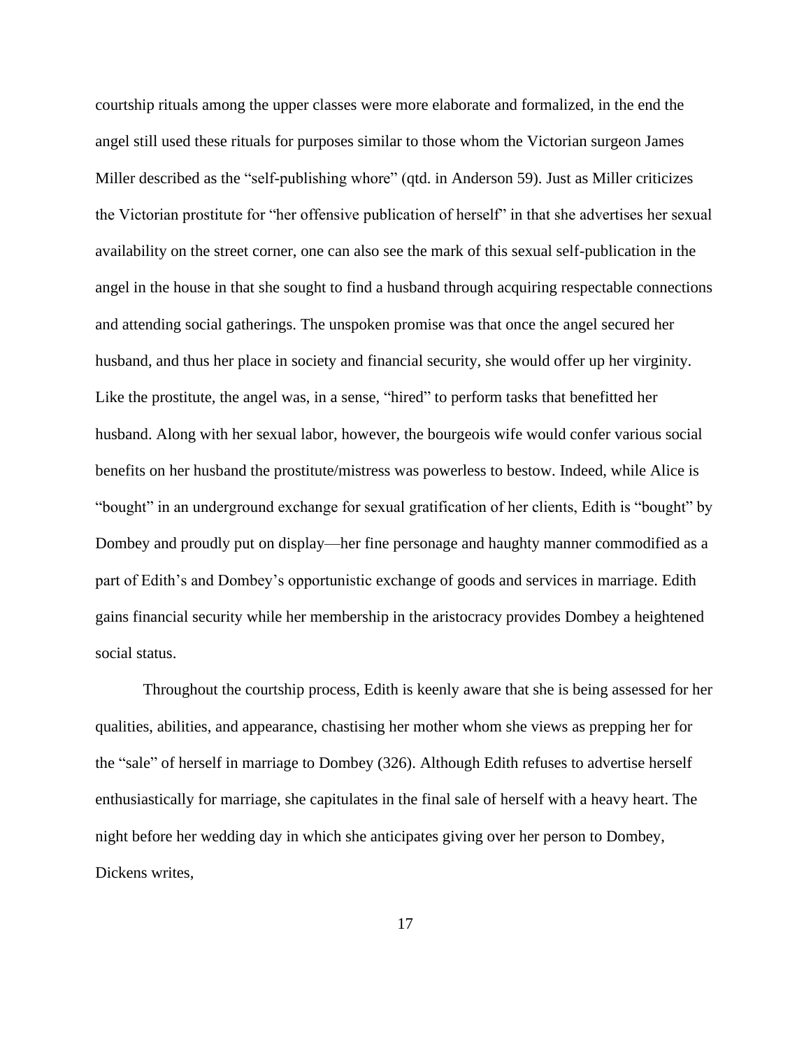courtship rituals among the upper classes were more elaborate and formalized, in the end the angel still used these rituals for purposes similar to those whom the Victorian surgeon James Miller described as the "self-publishing whore" (qtd. in Anderson 59). Just as Miller criticizes the Victorian prostitute for "her offensive publication of herself" in that she advertises her sexual availability on the street corner, one can also see the mark of this sexual self-publication in the angel in the house in that she sought to find a husband through acquiring respectable connections and attending social gatherings. The unspoken promise was that once the angel secured her husband, and thus her place in society and financial security, she would offer up her virginity. Like the prostitute, the angel was, in a sense, "hired" to perform tasks that benefitted her husband. Along with her sexual labor, however, the bourgeois wife would confer various social benefits on her husband the prostitute/mistress was powerless to bestow. Indeed, while Alice is "bought" in an underground exchange for sexual gratification of her clients, Edith is "bought" by Dombey and proudly put on display—her fine personage and haughty manner commodified as a part of Edith's and Dombey's opportunistic exchange of goods and services in marriage. Edith gains financial security while her membership in the aristocracy provides Dombey a heightened social status.

Throughout the courtship process, Edith is keenly aware that she is being assessed for her qualities, abilities, and appearance, chastising her mother whom she views as prepping her for the "sale" of herself in marriage to Dombey (326). Although Edith refuses to advertise herself enthusiastically for marriage, she capitulates in the final sale of herself with a heavy heart. The night before her wedding day in which she anticipates giving over her person to Dombey, Dickens writes,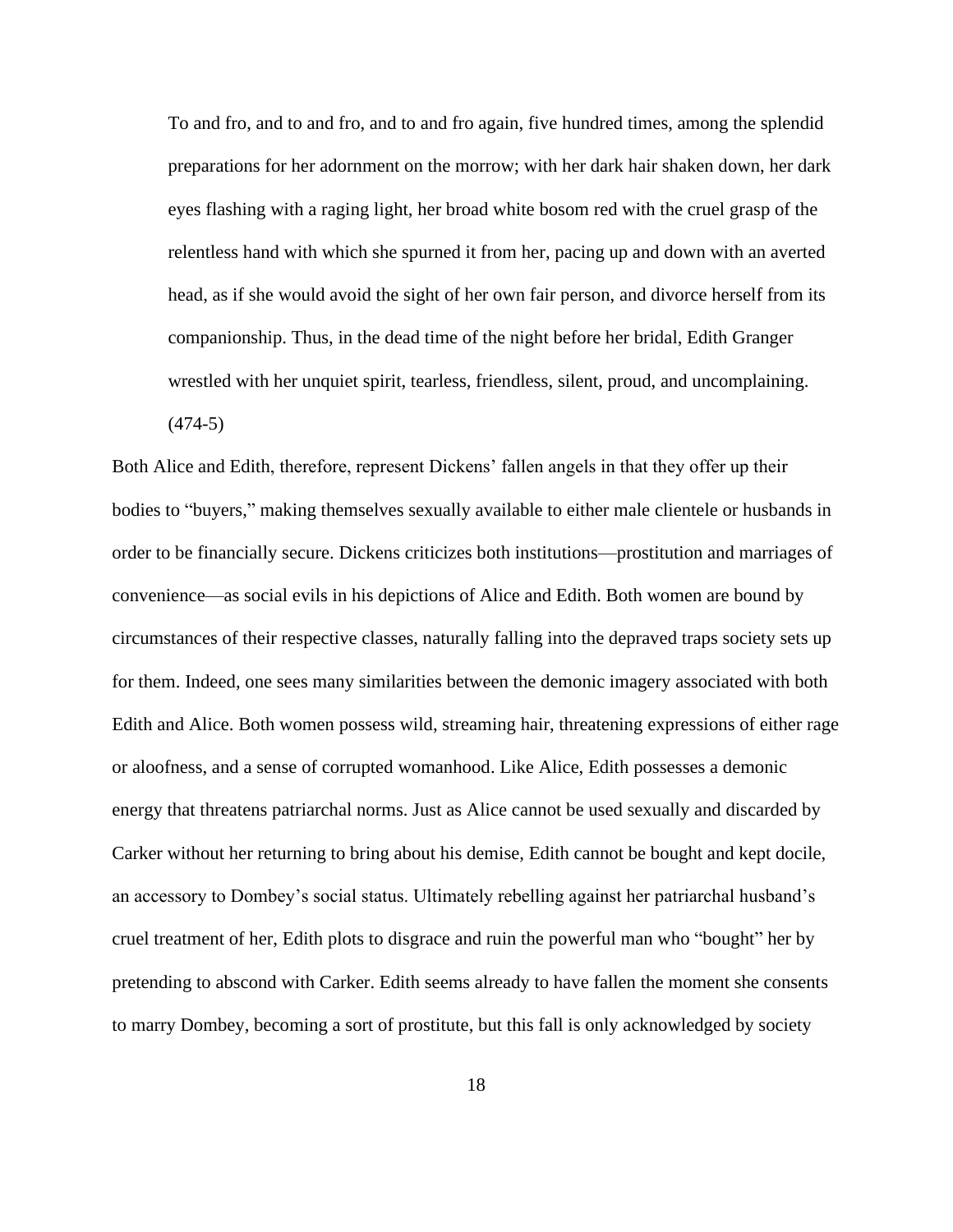> To and fro, and to and fro, and to and fro again, five hundred times, among the splendid preparations for her adornment on the morrow; with her dark hair shaken down, her dark eyes flashing with a raging light, her broad white bosom red with the cruel grasp of the relentless hand with which she spurned it from her, pacing up and down with an averted head, as if she would avoid the sight of her own fair person, and divorce herself from its companionship. Thus, in the dead time of the night before her bridal, Edith Granger wrestled with her unquiet spirit, tearless, friendless, silent, proud, and uncomplaining. (474-5)

Both Alice and Edith, therefore, represent Dickens' fallen angels in that they offer up their bodies to "buyers," making themselves sexually available to either male clientele or husbands in order to be financially secure. Dickens criticizes both institutions—prostitution and marriages of convenience—as social evils in his depictions of Alice and Edith. Both women are bound by circumstances of their respective classes, naturally falling into the depraved traps society sets up for them. Indeed, one sees many similarities between the demonic imagery associated with both Edith and Alice. Both women possess wild, streaming hair, threatening expressions of either rage or aloofness, and a sense of corrupted womanhood. Like Alice, Edith possesses a demonic energy that threatens patriarchal norms. Just as Alice cannot be used sexually and discarded by Carker without her returning to bring about his demise, Edith cannot be bought and kept docile, an accessory to Dombey's social status. Ultimately rebelling against her patriarchal husband's cruel treatment of her, Edith plots to disgrace and ruin the powerful man who "bought" her by pretending to abscond with Carker. Edith seems already to have fallen the moment she consents to marry Dombey, becoming a sort of prostitute, but this fall is only acknowledged by society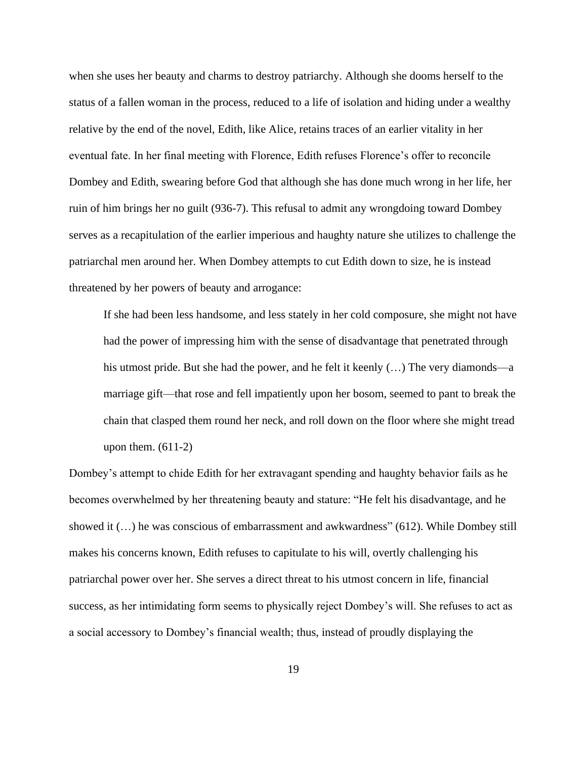when she uses her beauty and charms to destroy patriarchy. Although she dooms herself to the status of a fallen woman in the process, reduced to a life of isolation and hiding under a wealthy relative by the end of the novel, Edith, like Alice, retains traces of an earlier vitality in her eventual fate. In her final meeting with Florence, Edith refuses Florence's offer to reconcile Dombey and Edith, swearing before God that although she has done much wrong in her life, her ruin of him brings her no guilt (936-7). This refusal to admit any wrongdoing toward Dombey serves as a recapitulation of the earlier imperious and haughty nature she utilizes to challenge the patriarchal men around her. When Dombey attempts to cut Edith down to size, he is instead threatened by her powers of beauty and arrogance:

> If she had been less handsome, and less stately in her cold composure, she might not have had the power of impressing him with the sense of disadvantage that penetrated through his utmost pride. But she had the power, and he felt it keenly (…) The very diamonds—a marriage gift—that rose and fell impatiently upon her bosom, seemed to pant to break the chain that clasped them round her neck, and roll down on the floor where she might tread upon them. (611-2)

Dombey's attempt to chide Edith for her extravagant spending and haughty behavior fails as he becomes overwhelmed by her threatening beauty and stature: "He felt his disadvantage, and he showed it (…) he was conscious of embarrassment and awkwardness" (612). While Dombey still makes his concerns known, Edith refuses to capitulate to his will, overtly challenging his patriarchal power over her. She serves a direct threat to his utmost concern in life, financial success, as her intimidating form seems to physically reject Dombey's will. She refuses to act as a social accessory to Dombey's financial wealth; thus, instead of proudly displaying the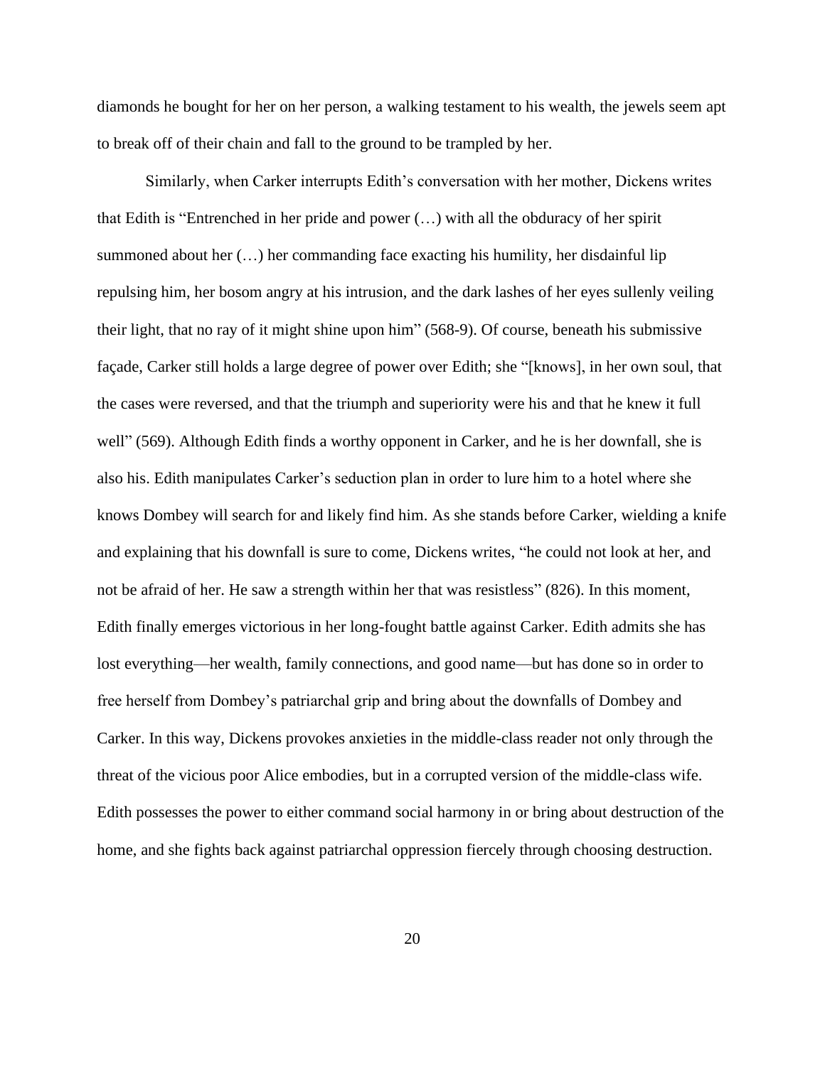diamonds he bought for her on her person, a walking testament to his wealth, the jewels seem apt to break off of their chain and fall to the ground to be trampled by her.

Similarly, when Carker interrupts Edith's conversation with her mother, Dickens writes that Edith is "Entrenched in her pride and power (…) with all the obduracy of her spirit summoned about her (…) her commanding face exacting his humility, her disdainful lip repulsing him, her bosom angry at his intrusion, and the dark lashes of her eyes sullenly veiling their light, that no ray of it might shine upon him" (568-9). Of course, beneath his submissive façade, Carker still holds a large degree of power over Edith; she "[knows], in her own soul, that the cases were reversed, and that the triumph and superiority were his and that he knew it full well" (569). Although Edith finds a worthy opponent in Carker, and he is her downfall, she is also his. Edith manipulates Carker's seduction plan in order to lure him to a hotel where she knows Dombey will search for and likely find him. As she stands before Carker, wielding a knife and explaining that his downfall is sure to come, Dickens writes, "he could not look at her, and not be afraid of her. He saw a strength within her that was resistless" (826). In this moment, Edith finally emerges victorious in her long-fought battle against Carker. Edith admits she has lost everything—her wealth, family connections, and good name—but has done so in order to free herself from Dombey's patriarchal grip and bring about the downfalls of Dombey and Carker. In this way, Dickens provokes anxieties in the middle-class reader not only through the threat of the vicious poor Alice embodies, but in a corrupted version of the middle-class wife. Edith possesses the power to either command social harmony in or bring about destruction of the home, and she fights back against patriarchal oppression fiercely through choosing destruction.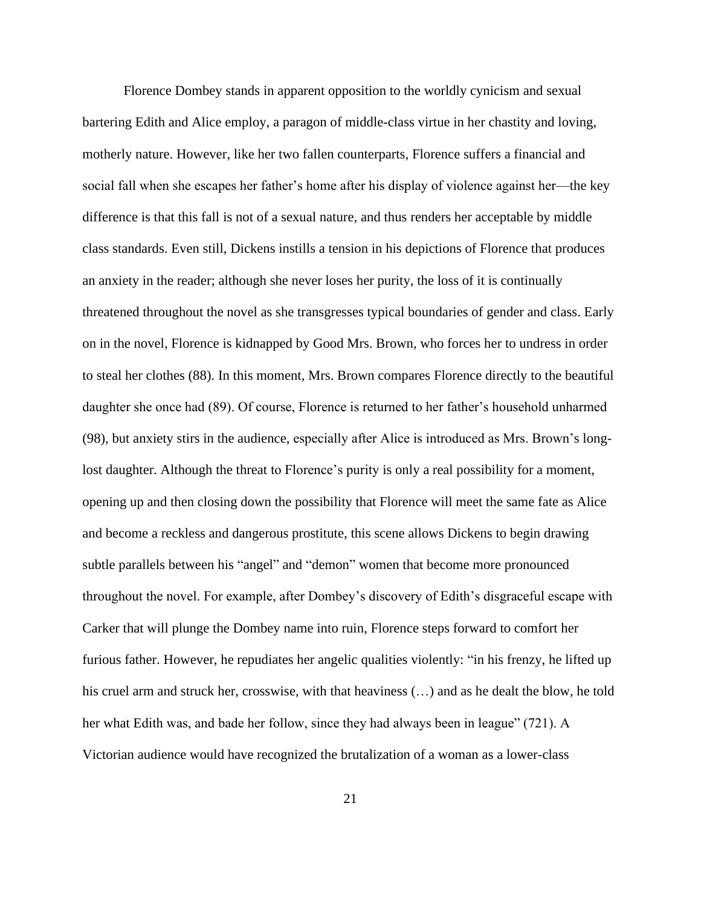Florence Dombey stands in apparent opposition to the worldly cynicism and sexual bartering Edith and Alice employ, a paragon of middle-class virtue in her chastity and loving, motherly nature. However, like her two fallen counterparts, Florence suffers a financial and social fall when she escapes her father's home after his display of violence against her—the key difference is that this fall is not of a sexual nature, and thus renders her acceptable by middle class standards. Even still, Dickens instills a tension in his depictions of Florence that produces an anxiety in the reader; although she never loses her purity, the loss of it is continually threatened throughout the novel as she transgresses typical boundaries of gender and class. Early on in the novel, Florence is kidnapped by Good Mrs. Brown, who forces her to undress in order to steal her clothes (88). In this moment, Mrs. Brown compares Florence directly to the beautiful daughter she once had (89). Of course, Florence is returned to her father's household unharmed (98), but anxiety stirs in the audience, especially after Alice is introduced as Mrs. Brown's long-lost daughter. Although the threat to Florence's purity is only a real possibility for a moment, opening up and then closing down the possibility that Florence will meet the same fate as Alice and become a reckless and dangerous prostitute, this scene allows Dickens to begin drawing subtle parallels between his "angel" and "demon" women that become more pronounced throughout the novel. For example, after Dombey's discovery of Edith's disgraceful escape with Carker that will plunge the Dombey name into ruin, Florence steps forward to comfort her furious father. However, he repudiates her angelic qualities violently: "in his frenzy, he lifted up his cruel arm and struck her, crosswise, with that heaviness (…) and as he dealt the blow, he told her what Edith was, and bade her follow, since they had always been in league" (721). A Victorian audience would have recognized the brutalization of a woman as a lower-class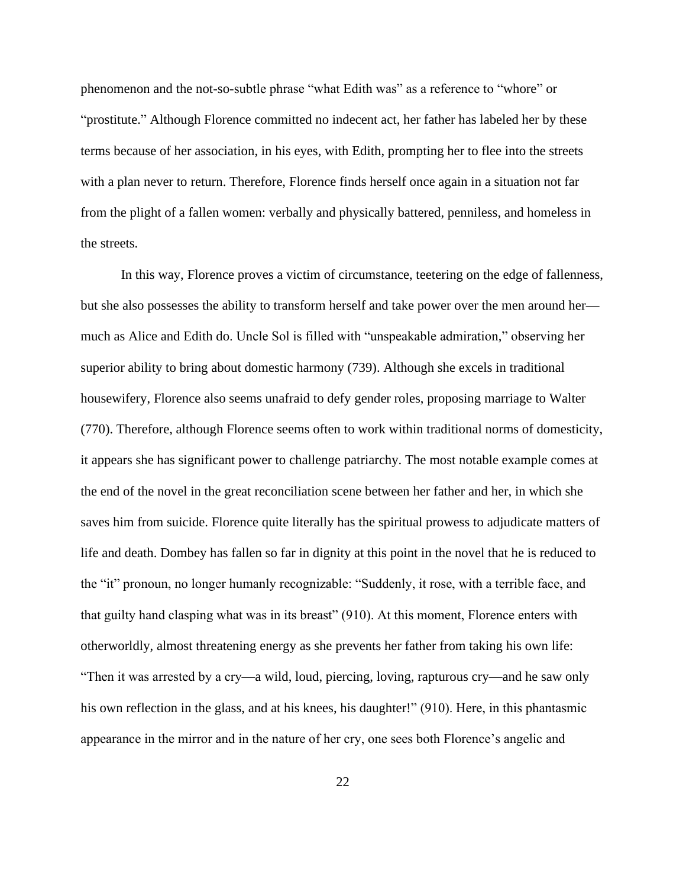phenomenon and the not-so-subtle phrase "what Edith was" as a reference to "whore" or "prostitute." Although Florence committed no indecent act, her father has labeled her by these terms because of her association, in his eyes, with Edith, prompting her to flee into the streets with a plan never to return. Therefore, Florence finds herself once again in a situation not far from the plight of a fallen women: verbally and physically battered, penniless, and homeless in the streets.

In this way, Florence proves a victim of circumstance, teetering on the edge of fallenness, but she also possesses the ability to transform herself and take power over the men around her—much as Alice and Edith do. Uncle Sol is filled with "unspeakable admiration," observing her superior ability to bring about domestic harmony (739). Although she excels in traditional housewifery, Florence also seems unafraid to defy gender roles, proposing marriage to Walter (770). Therefore, although Florence seems often to work within traditional norms of domesticity, it appears she has significant power to challenge patriarchy. The most notable example comes at the end of the novel in the great reconciliation scene between her father and her, in which she saves him from suicide. Florence quite literally has the spiritual prowess to adjudicate matters of life and death. Dombey has fallen so far in dignity at this point in the novel that he is reduced to the "it" pronoun, no longer humanly recognizable: "Suddenly, it rose, with a terrible face, and that guilty hand clasping what was in its breast" (910). At this moment, Florence enters with otherworldly, almost threatening energy as she prevents her father from taking his own life: "Then it was arrested by a cry—a wild, loud, piercing, loving, rapturous cry—and he saw only his own reflection in the glass, and at his knees, his daughter!" (910). Here, in this phantasmic appearance in the mirror and in the nature of her cry, one sees both Florence's angelic and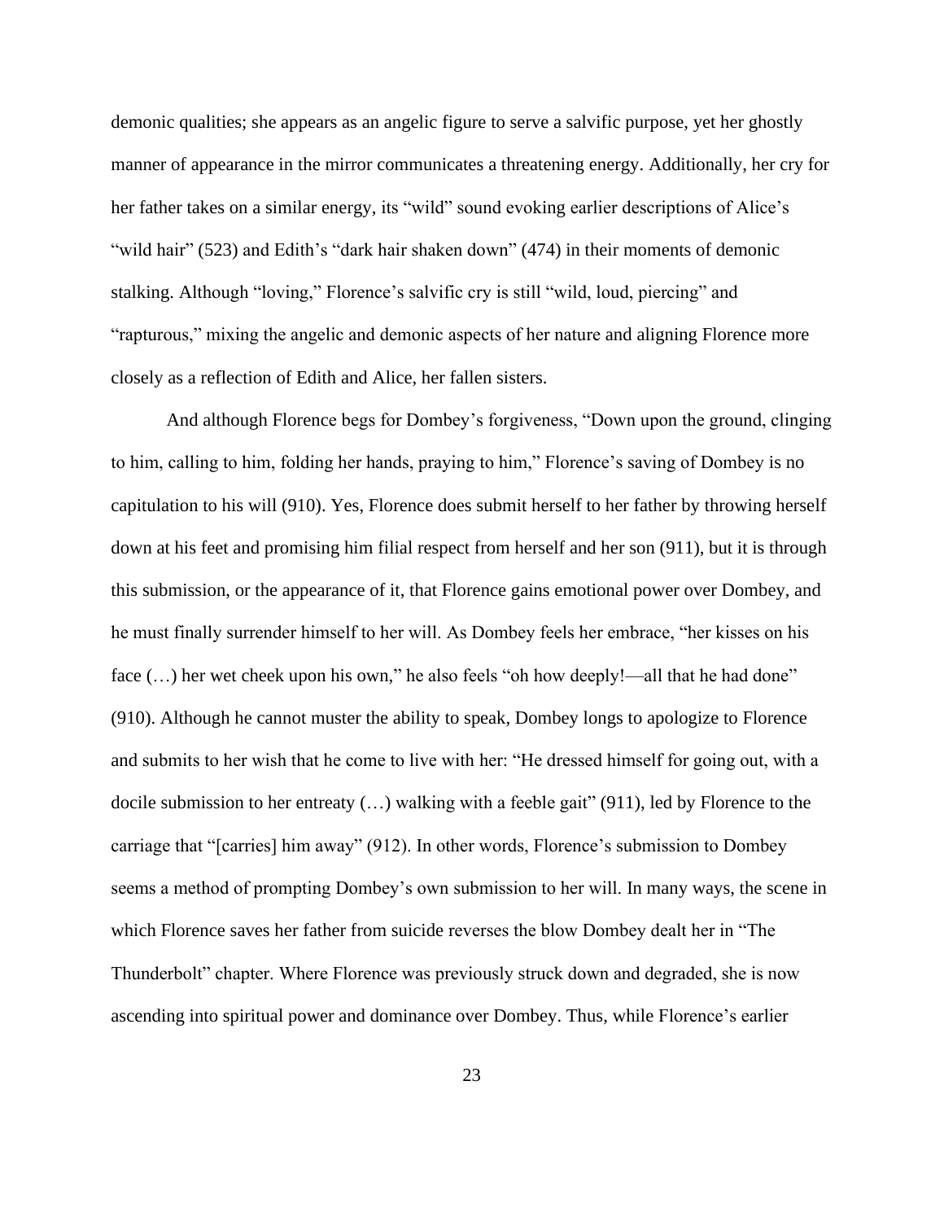demonic qualities; she appears as an angelic figure to serve a salvific purpose, yet her ghostly manner of appearance in the mirror communicates a threatening energy. Additionally, her cry for her father takes on a similar energy, its "wild" sound evoking earlier descriptions of Alice's "wild hair" (523) and Edith's "dark hair shaken down" (474) in their moments of demonic stalking. Although "loving," Florence's salvific cry is still "wild, loud, piercing" and "rapturous," mixing the angelic and demonic aspects of her nature and aligning Florence more closely as a reflection of Edith and Alice, her fallen sisters.

And although Florence begs for Dombey's forgiveness, "Down upon the ground, clinging to him, calling to him, folding her hands, praying to him," Florence's saving of Dombey is no capitulation to his will (910). Yes, Florence does submit herself to her father by throwing herself down at his feet and promising him filial respect from herself and her son (911), but it is through this submission, or the appearance of it, that Florence gains emotional power over Dombey, and he must finally surrender himself to her will. As Dombey feels her embrace, "her kisses on his face (…) her wet cheek upon his own," he also feels "oh how deeply!—all that he had done" (910). Although he cannot muster the ability to speak, Dombey longs to apologize to Florence and submits to her wish that he come to live with her: "He dressed himself for going out, with a docile submission to her entreaty (…) walking with a feeble gait" (911), led by Florence to the carriage that "[carries] him away" (912). In other words, Florence's submission to Dombey seems a method of prompting Dombey's own submission to her will. In many ways, the scene in which Florence saves her father from suicide reverses the blow Dombey dealt her in "The Thunderbolt" chapter. Where Florence was previously struck down and degraded, she is now ascending into spiritual power and dominance over Dombey. Thus, while Florence's earlier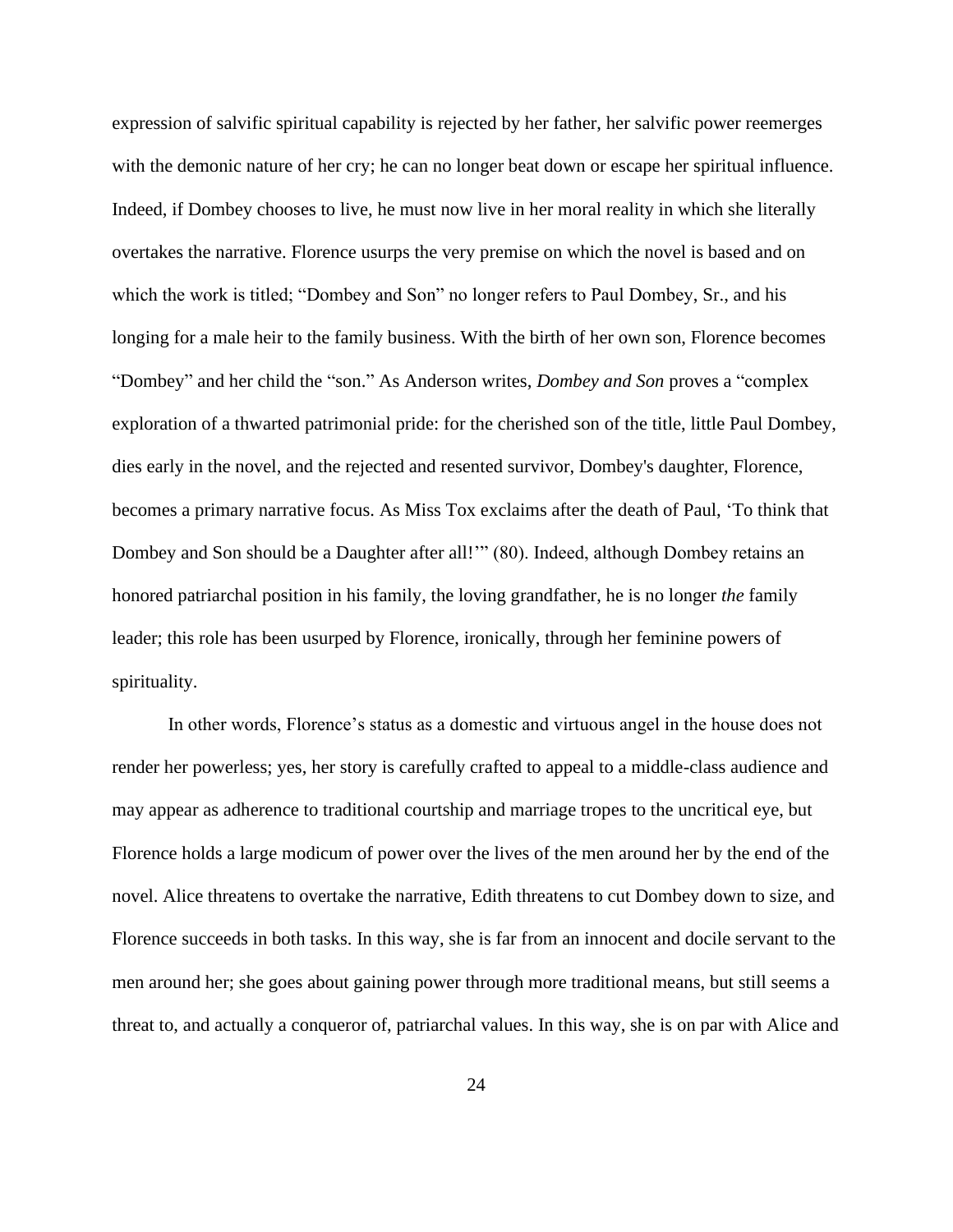expression of salvific spiritual capability is rejected by her father, her salvific power reemerges with the demonic nature of her cry; he can no longer beat down or escape her spiritual influence. Indeed, if Dombey chooses to live, he must now live in her moral reality in which she literally overtakes the narrative. Florence usurps the very premise on which the novel is based and on which the work is titled; "Dombey and Son" no longer refers to Paul Dombey, Sr., and his longing for a male heir to the family business. With the birth of her own son, Florence becomes "Dombey" and her child the "son." As Anderson writes, *Dombey and Son* proves a "complex exploration of a thwarted patrimonial pride: for the cherished son of the title, little Paul Dombey, dies early in the novel, and the rejected and resented survivor, Dombey's daughter, Florence, becomes a primary narrative focus. As Miss Tox exclaims after the death of Paul, 'To think that Dombey and Son should be a Daughter after all!'" (80). Indeed, although Dombey retains an honored patriarchal position in his family, the loving grandfather, he is no longer *the* family leader; this role has been usurped by Florence, ironically, through her feminine powers of spirituality.

In other words, Florence's status as a domestic and virtuous angel in the house does not render her powerless; yes, her story is carefully crafted to appeal to a middle-class audience and may appear as adherence to traditional courtship and marriage tropes to the uncritical eye, but Florence holds a large modicum of power over the lives of the men around her by the end of the novel. Alice threatens to overtake the narrative, Edith threatens to cut Dombey down to size, and Florence succeeds in both tasks. In this way, she is far from an innocent and docile servant to the men around her; she goes about gaining power through more traditional means, but still seems a threat to, and actually a conqueror of, patriarchal values. In this way, she is on par with Alice and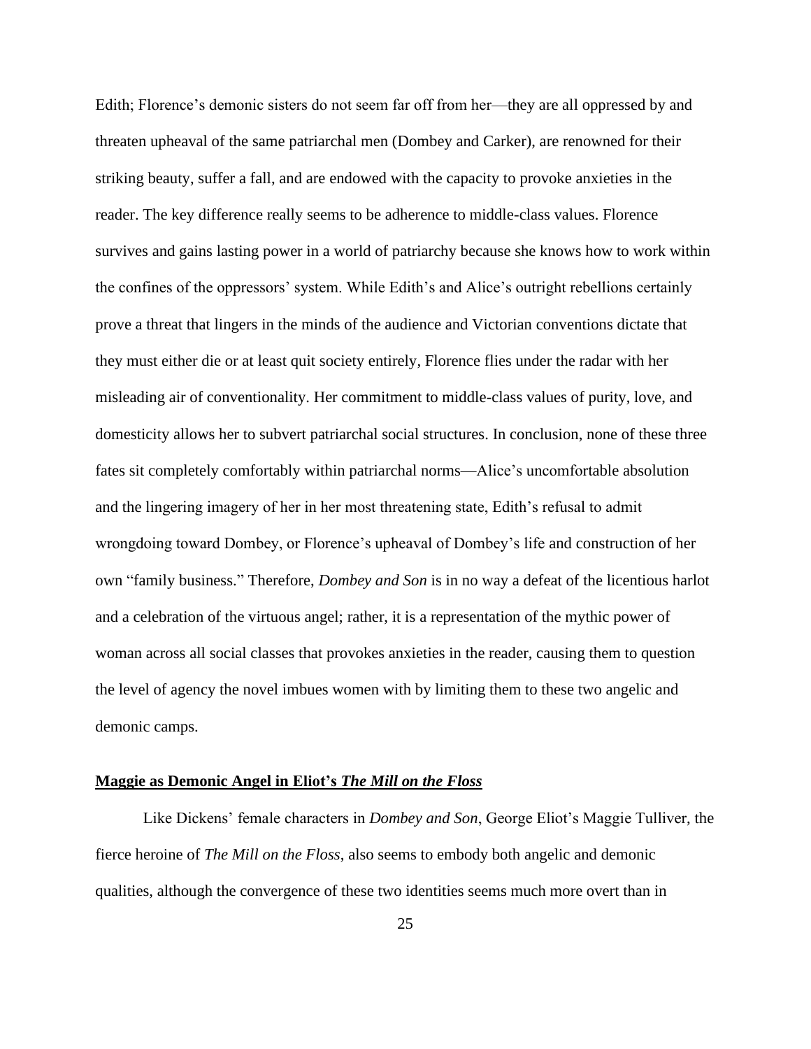Edith; Florence's demonic sisters do not seem far off from her—they are all oppressed by and threaten upheaval of the same patriarchal men (Dombey and Carker), are renowned for their striking beauty, suffer a fall, and are endowed with the capacity to provoke anxieties in the reader. The key difference really seems to be adherence to middle-class values. Florence survives and gains lasting power in a world of patriarchy because she knows how to work within the confines of the oppressors' system. While Edith's and Alice's outright rebellions certainly prove a threat that lingers in the minds of the audience and Victorian conventions dictate that they must either die or at least quit society entirely, Florence flies under the radar with her misleading air of conventionality. Her commitment to middle-class values of purity, love, and domesticity allows her to subvert patriarchal social structures. In conclusion, none of these three fates sit completely comfortably within patriarchal norms—Alice's uncomfortable absolution and the lingering imagery of her in her most threatening state, Edith's refusal to admit wrongdoing toward Dombey, or Florence's upheaval of Dombey's life and construction of her own "family business." Therefore, *Dombey and Son* is in no way a defeat of the licentious harlot and a celebration of the virtuous angel; rather, it is a representation of the mythic power of woman across all social classes that provokes anxieties in the reader, causing them to question the level of agency the novel imbues women with by limiting them to these two angelic and demonic camps.

## **Maggie as Demonic Angel in Eliot's *The Mill on the Floss***

Like Dickens' female characters in *Dombey and Son*, George Eliot's Maggie Tulliver, the fierce heroine of *The Mill on the Floss*, also seems to embody both angelic and demonic qualities, although the convergence of these two identities seems much more overt than in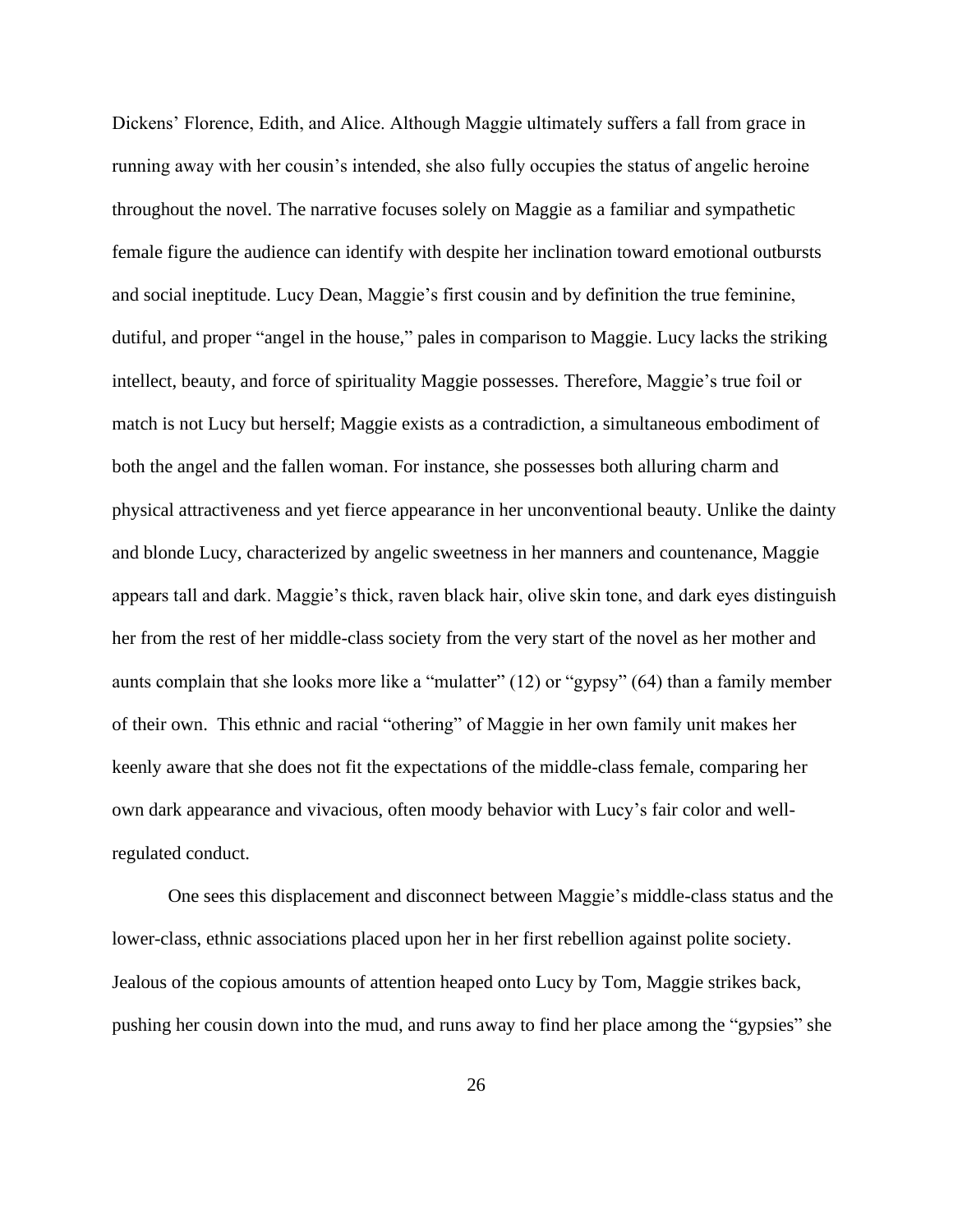Dickens' Florence, Edith, and Alice. Although Maggie ultimately suffers a fall from grace in running away with her cousin's intended, she also fully occupies the status of angelic heroine throughout the novel. The narrative focuses solely on Maggie as a familiar and sympathetic female figure the audience can identify with despite her inclination toward emotional outbursts and social ineptitude. Lucy Dean, Maggie's first cousin and by definition the true feminine, dutiful, and proper "angel in the house," pales in comparison to Maggie. Lucy lacks the striking intellect, beauty, and force of spirituality Maggie possesses. Therefore, Maggie's true foil or match is not Lucy but herself; Maggie exists as a contradiction, a simultaneous embodiment of both the angel and the fallen woman. For instance, she possesses both alluring charm and physical attractiveness and yet fierce appearance in her unconventional beauty. Unlike the dainty and blonde Lucy, characterized by angelic sweetness in her manners and countenance, Maggie appears tall and dark. Maggie's thick, raven black hair, olive skin tone, and dark eyes distinguish her from the rest of her middle-class society from the very start of the novel as her mother and aunts complain that she looks more like a "mulatter" (12) or "gypsy" (64) than a family member of their own. This ethnic and racial "othering" of Maggie in her own family unit makes her keenly aware that she does not fit the expectations of the middle-class female, comparing her own dark appearance and vivacious, often moody behavior with Lucy's fair color and well-regulated conduct.

One sees this displacement and disconnect between Maggie's middle-class status and the lower-class, ethnic associations placed upon her in her first rebellion against polite society. Jealous of the copious amounts of attention heaped onto Lucy by Tom, Maggie strikes back, pushing her cousin down into the mud, and runs away to find her place among the "gypsies" she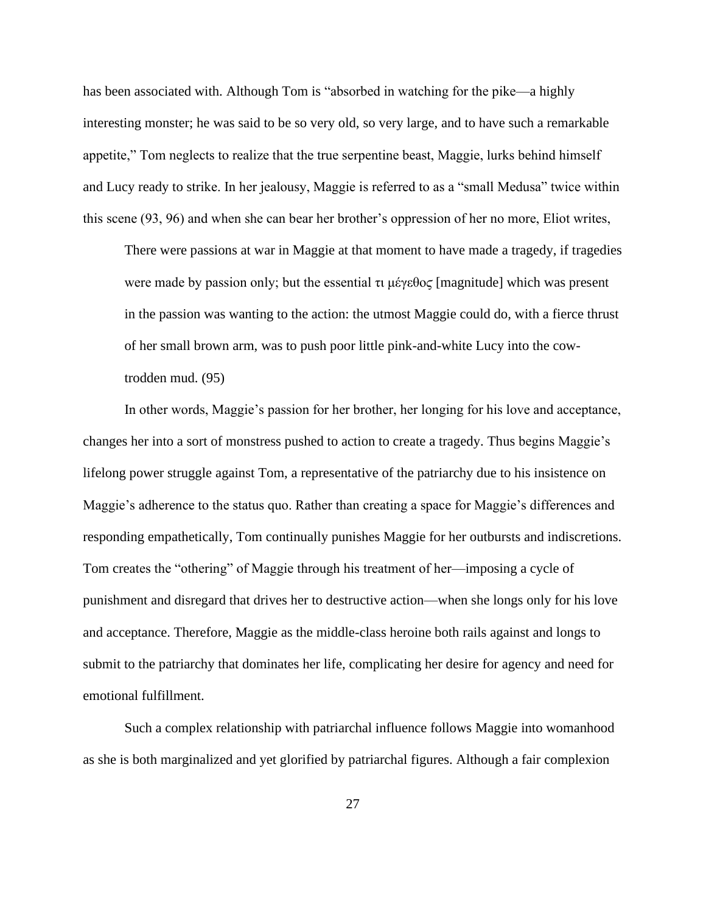has been associated with. Although Tom is "absorbed in watching for the pike—a highly interesting monster; he was said to be so very old, so very large, and to have such a remarkable appetite," Tom neglects to realize that the true serpentine beast, Maggie, lurks behind himself and Lucy ready to strike. In her jealousy, Maggie is referred to as a "small Medusa" twice within this scene (93, 96) and when she can bear her brother's oppression of her no more, Eliot writes,

> There were passions at war in Maggie at that moment to have made a tragedy, if tragedies were made by passion only; but the essential τι μέγεθος [magnitude] which was present in the passion was wanting to the action: the utmost Maggie could do, with a fierce thrust of her small brown arm, was to push poor little pink-and-white Lucy into the cow-trodden mud. (95)

In other words, Maggie's passion for her brother, her longing for his love and acceptance, changes her into a sort of monstress pushed to action to create a tragedy. Thus begins Maggie's lifelong power struggle against Tom, a representative of the patriarchy due to his insistence on Maggie's adherence to the status quo. Rather than creating a space for Maggie's differences and responding empathetically, Tom continually punishes Maggie for her outbursts and indiscretions. Tom creates the "othering" of Maggie through his treatment of her—imposing a cycle of punishment and disregard that drives her to destructive action—when she longs only for his love and acceptance. Therefore, Maggie as the middle-class heroine both rails against and longs to submit to the patriarchy that dominates her life, complicating her desire for agency and need for emotional fulfillment.

Such a complex relationship with patriarchal influence follows Maggie into womanhood as she is both marginalized and yet glorified by patriarchal figures. Although a fair complexion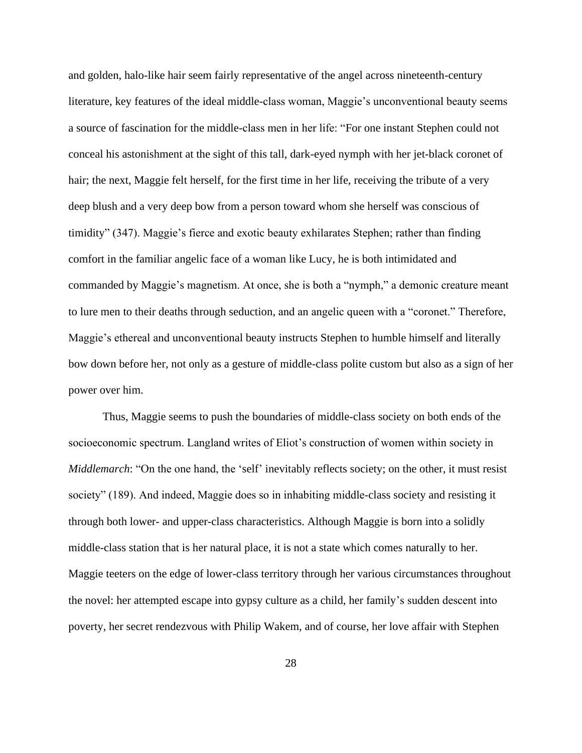and golden, halo-like hair seem fairly representative of the angel across nineteenth-century literature, key features of the ideal middle-class woman, Maggie's unconventional beauty seems a source of fascination for the middle-class men in her life: "For one instant Stephen could not conceal his astonishment at the sight of this tall, dark-eyed nymph with her jet-black coronet of hair; the next, Maggie felt herself, for the first time in her life, receiving the tribute of a very deep blush and a very deep bow from a person toward whom she herself was conscious of timidity" (347). Maggie's fierce and exotic beauty exhilarates Stephen; rather than finding comfort in the familiar angelic face of a woman like Lucy, he is both intimidated and commanded by Maggie's magnetism. At once, she is both a "nymph," a demonic creature meant to lure men to their deaths through seduction, and an angelic queen with a "coronet." Therefore, Maggie's ethereal and unconventional beauty instructs Stephen to humble himself and literally bow down before her, not only as a gesture of middle-class polite custom but also as a sign of her power over him.

Thus, Maggie seems to push the boundaries of middle-class society on both ends of the socioeconomic spectrum. Langland writes of Eliot's construction of women within society in *Middlemarch*: "On the one hand, the 'self' inevitably reflects society; on the other, it must resist society" (189). And indeed, Maggie does so in inhabiting middle-class society and resisting it through both lower- and upper-class characteristics. Although Maggie is born into a solidly middle-class station that is her natural place, it is not a state which comes naturally to her. Maggie teeters on the edge of lower-class territory through her various circumstances throughout the novel: her attempted escape into gypsy culture as a child, her family's sudden descent into poverty, her secret rendezvous with Philip Wakem, and of course, her love affair with Stephen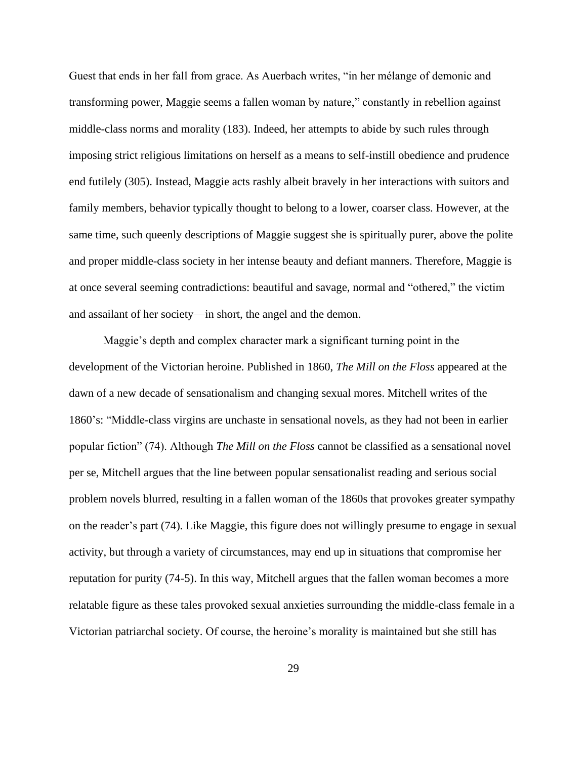Guest that ends in her fall from grace. As Auerbach writes, “in her mélange of demonic and transforming power, Maggie seems a fallen woman by nature,” constantly in rebellion against middle-class norms and morality (183). Indeed, her attempts to abide by such rules through imposing strict religious limitations on herself as a means to self-instill obedience and prudence end futilely (305). Instead, Maggie acts rashly albeit bravely in her interactions with suitors and family members, behavior typically thought to belong to a lower, coarser class. However, at the same time, such queenly descriptions of Maggie suggest she is spiritually purer, above the polite and proper middle-class society in her intense beauty and defiant manners. Therefore, Maggie is at once several seeming contradictions: beautiful and savage, normal and “othered,” the victim and assailant of her society—in short, the angel and the demon.

Maggie’s depth and complex character mark a significant turning point in the development of the Victorian heroine. Published in 1860, *The Mill on the Floss* appeared at the dawn of a new decade of sensationalism and changing sexual mores. Mitchell writes of the 1860’s: “Middle-class virgins are unchaste in sensational novels, as they had not been in earlier popular fiction” (74). Although *The Mill on the Floss* cannot be classified as a sensational novel per se, Mitchell argues that the line between popular sensationalist reading and serious social problem novels blurred, resulting in a fallen woman of the 1860s that provokes greater sympathy on the reader’s part (74). Like Maggie, this figure does not willingly presume to engage in sexual activity, but through a variety of circumstances, may end up in situations that compromise her reputation for purity (74-5). In this way, Mitchell argues that the fallen woman becomes a more relatable figure as these tales provoked sexual anxieties surrounding the middle-class female in a Victorian patriarchal society. Of course, the heroine’s morality is maintained but she still has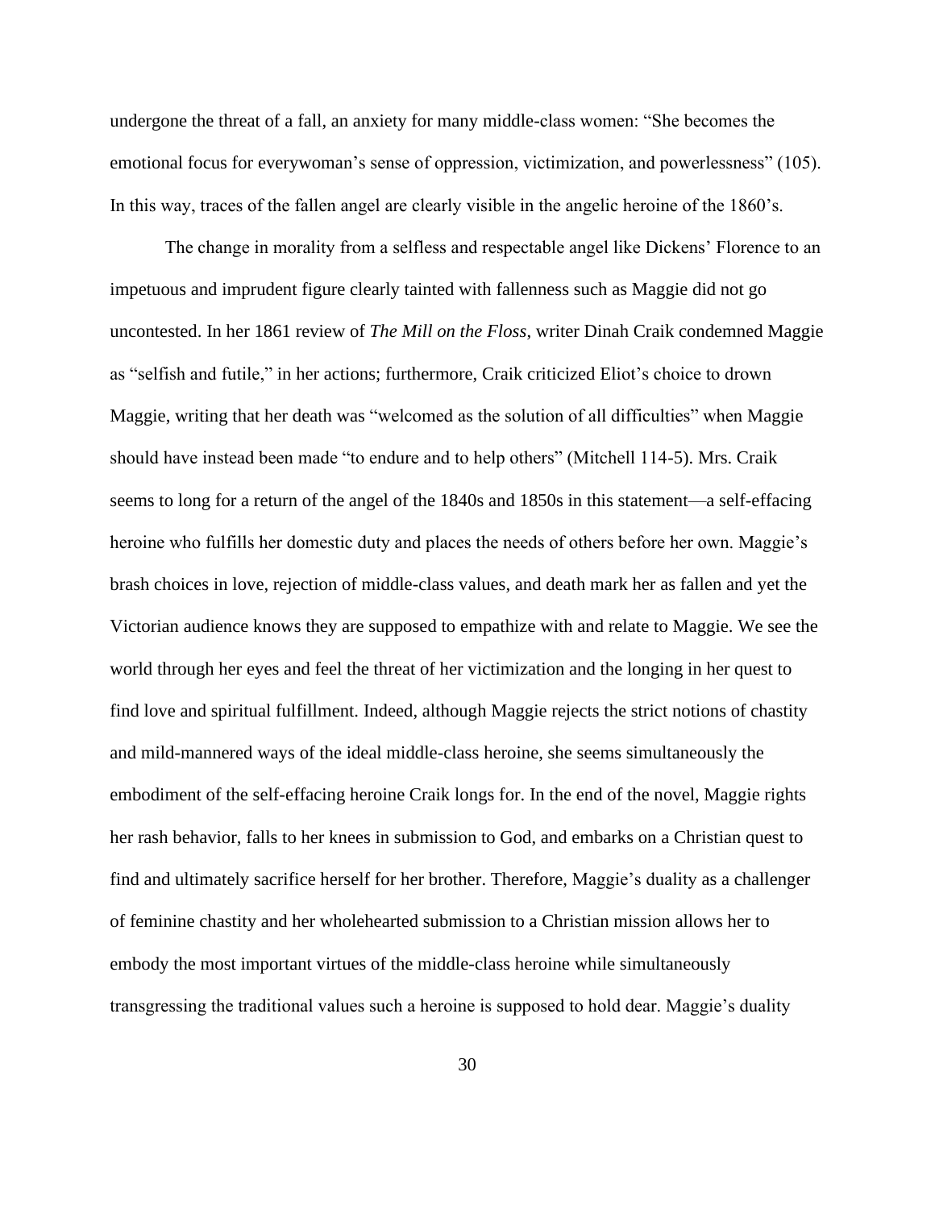undergone the threat of a fall, an anxiety for many middle-class women: "She becomes the emotional focus for everywoman's sense of oppression, victimization, and powerlessness" (105). In this way, traces of the fallen angel are clearly visible in the angelic heroine of the 1860's.

The change in morality from a selfless and respectable angel like Dickens' Florence to an impetuous and imprudent figure clearly tainted with fallenness such as Maggie did not go uncontested. In her 1861 review of *The Mill on the Floss*, writer Dinah Craik condemned Maggie as "selfish and futile," in her actions; furthermore, Craik criticized Eliot's choice to drown Maggie, writing that her death was "welcomed as the solution of all difficulties" when Maggie should have instead been made "to endure and to help others" (Mitchell 114-5). Mrs. Craik seems to long for a return of the angel of the 1840s and 1850s in this statement—a self-effacing heroine who fulfills her domestic duty and places the needs of others before her own. Maggie's brash choices in love, rejection of middle-class values, and death mark her as fallen and yet the Victorian audience knows they are supposed to empathize with and relate to Maggie. We see the world through her eyes and feel the threat of her victimization and the longing in her quest to find love and spiritual fulfillment. Indeed, although Maggie rejects the strict notions of chastity and mild-mannered ways of the ideal middle-class heroine, she seems simultaneously the embodiment of the self-effacing heroine Craik longs for. In the end of the novel, Maggie rights her rash behavior, falls to her knees in submission to God, and embarks on a Christian quest to find and ultimately sacrifice herself for her brother. Therefore, Maggie's duality as a challenger of feminine chastity and her wholehearted submission to a Christian mission allows her to embody the most important virtues of the middle-class heroine while simultaneously transgressing the traditional values such a heroine is supposed to hold dear. Maggie's duality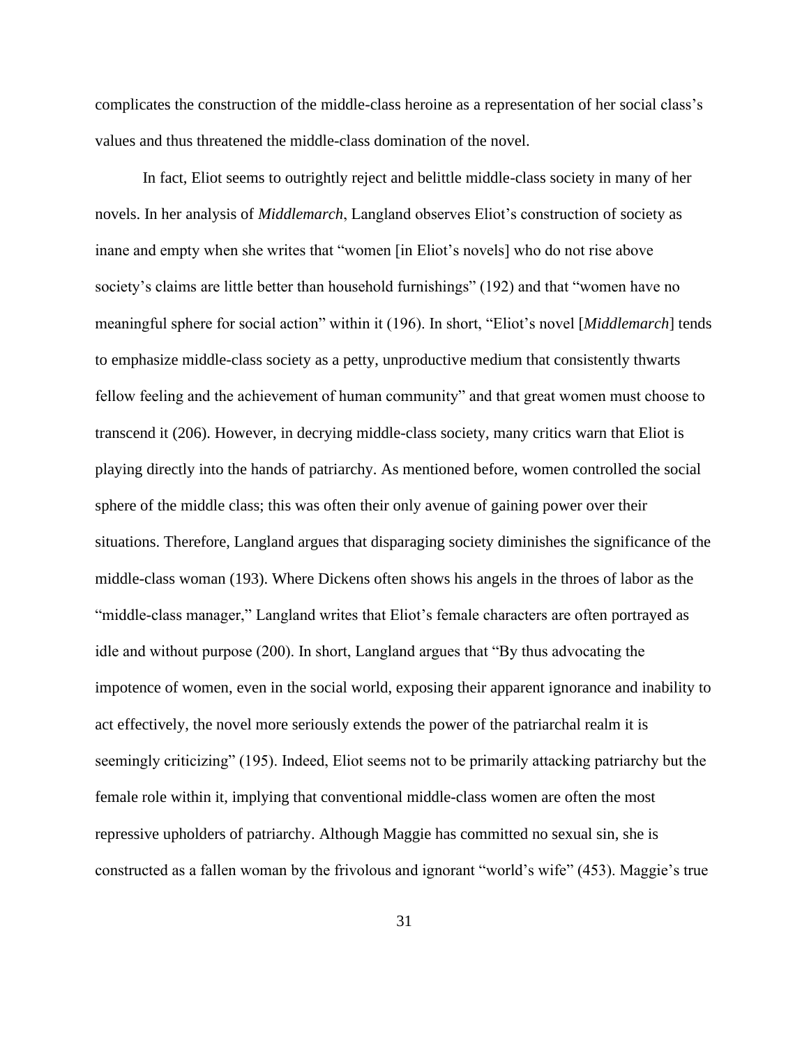complicates the construction of the middle-class heroine as a representation of her social class's values and thus threatened the middle-class domination of the novel.

In fact, Eliot seems to outrightly reject and belittle middle-class society in many of her novels. In her analysis of *Middlemarch*, Langland observes Eliot's construction of society as inane and empty when she writes that "women [in Eliot's novels] who do not rise above society's claims are little better than household furnishings" (192) and that "women have no meaningful sphere for social action" within it (196). In short, "Eliot's novel [*Middlemarch*] tends to emphasize middle-class society as a petty, unproductive medium that consistently thwarts fellow feeling and the achievement of human community" and that great women must choose to transcend it (206). However, in decrying middle-class society, many critics warn that Eliot is playing directly into the hands of patriarchy. As mentioned before, women controlled the social sphere of the middle class; this was often their only avenue of gaining power over their situations. Therefore, Langland argues that disparaging society diminishes the significance of the middle-class woman (193). Where Dickens often shows his angels in the throes of labor as the "middle-class manager," Langland writes that Eliot's female characters are often portrayed as idle and without purpose (200). In short, Langland argues that "By thus advocating the impotence of women, even in the social world, exposing their apparent ignorance and inability to act effectively, the novel more seriously extends the power of the patriarchal realm it is seemingly criticizing" (195). Indeed, Eliot seems not to be primarily attacking patriarchy but the female role within it, implying that conventional middle-class women are often the most repressive upholders of patriarchy. Although Maggie has committed no sexual sin, she is constructed as a fallen woman by the frivolous and ignorant "world's wife" (453). Maggie's true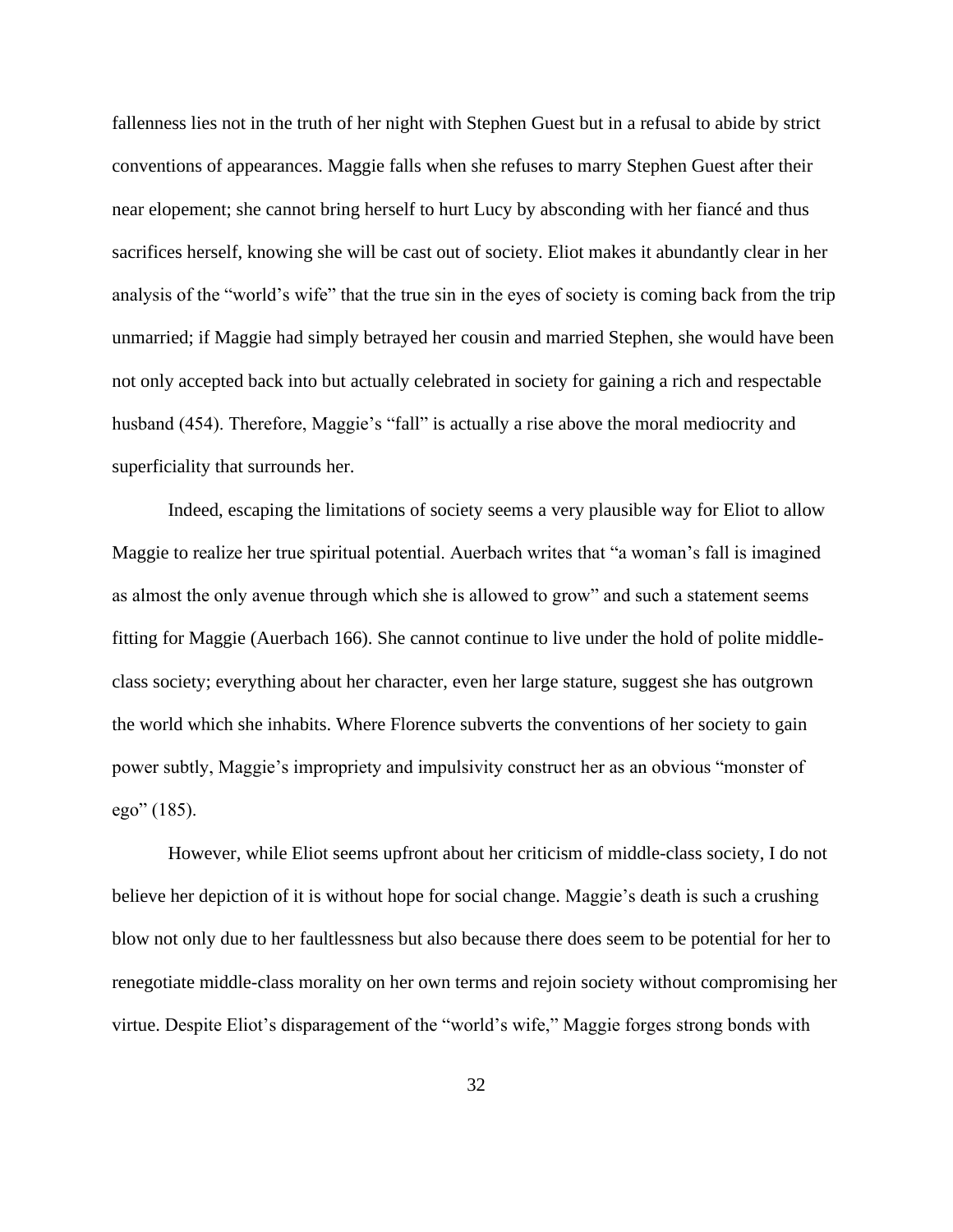fallenness lies not in the truth of her night with Stephen Guest but in a refusal to abide by strict conventions of appearances. Maggie falls when she refuses to marry Stephen Guest after their near elopement; she cannot bring herself to hurt Lucy by absconding with her fiancé and thus sacrifices herself, knowing she will be cast out of society. Eliot makes it abundantly clear in her analysis of the "world's wife" that the true sin in the eyes of society is coming back from the trip unmarried; if Maggie had simply betrayed her cousin and married Stephen, she would have been not only accepted back into but actually celebrated in society for gaining a rich and respectable husband (454). Therefore, Maggie's "fall" is actually a rise above the moral mediocrity and superficiality that surrounds her.

Indeed, escaping the limitations of society seems a very plausible way for Eliot to allow Maggie to realize her true spiritual potential. Auerbach writes that "a woman's fall is imagined as almost the only avenue through which she is allowed to grow" and such a statement seems fitting for Maggie (Auerbach 166). She cannot continue to live under the hold of polite middle-class society; everything about her character, even her large stature, suggest she has outgrown the world which she inhabits. Where Florence subverts the conventions of her society to gain power subtly, Maggie's impropriety and impulsivity construct her as an obvious "monster of ego" (185).

However, while Eliot seems upfront about her criticism of middle-class society, I do not believe her depiction of it is without hope for social change. Maggie's death is such a crushing blow not only due to her faultlessness but also because there does seem to be potential for her to renegotiate middle-class morality on her own terms and rejoin society without compromising her virtue. Despite Eliot's disparagement of the "world's wife," Maggie forges strong bonds with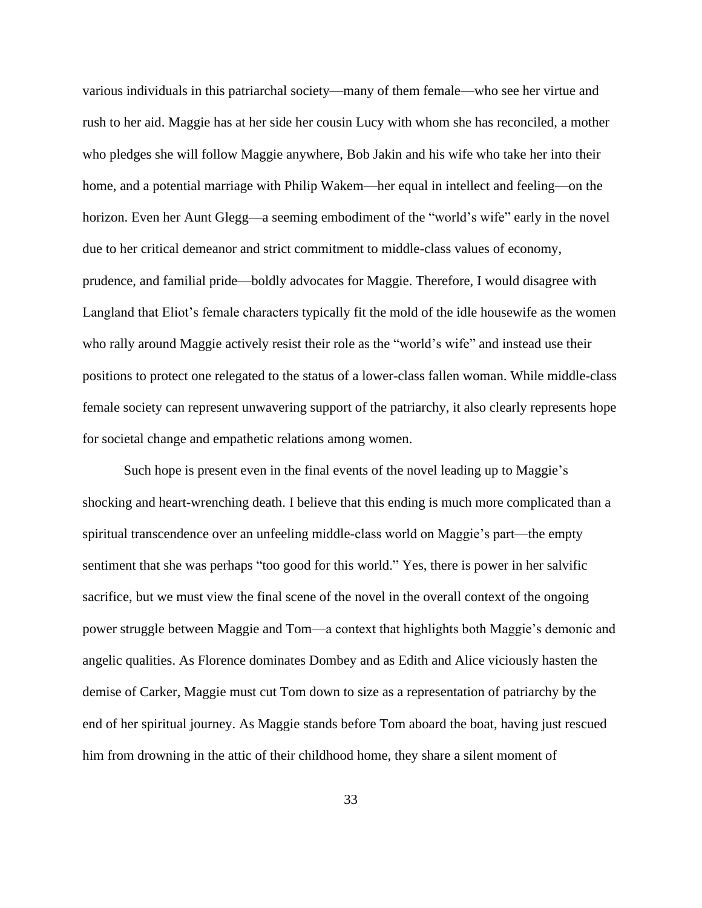various individuals in this patriarchal society—many of them female—who see her virtue and rush to her aid. Maggie has at her side her cousin Lucy with whom she has reconciled, a mother who pledges she will follow Maggie anywhere, Bob Jakin and his wife who take her into their home, and a potential marriage with Philip Wakem—her equal in intellect and feeling—on the horizon. Even her Aunt Glegg—a seeming embodiment of the "world's wife" early in the novel due to her critical demeanor and strict commitment to middle-class values of economy, prudence, and familial pride—boldly advocates for Maggie. Therefore, I would disagree with Langland that Eliot's female characters typically fit the mold of the idle housewife as the women who rally around Maggie actively resist their role as the "world's wife" and instead use their positions to protect one relegated to the status of a lower-class fallen woman. While middle-class female society can represent unwavering support of the patriarchy, it also clearly represents hope for societal change and empathetic relations among women.

Such hope is present even in the final events of the novel leading up to Maggie's shocking and heart-wrenching death. I believe that this ending is much more complicated than a spiritual transcendence over an unfeeling middle-class world on Maggie's part—the empty sentiment that she was perhaps "too good for this world." Yes, there is power in her salvific sacrifice, but we must view the final scene of the novel in the overall context of the ongoing power struggle between Maggie and Tom—a context that highlights both Maggie's demonic and angelic qualities. As Florence dominates Dombey and as Edith and Alice viciously hasten the demise of Carker, Maggie must cut Tom down to size as a representation of patriarchy by the end of her spiritual journey. As Maggie stands before Tom aboard the boat, having just rescued him from drowning in the attic of their childhood home, they share a silent moment of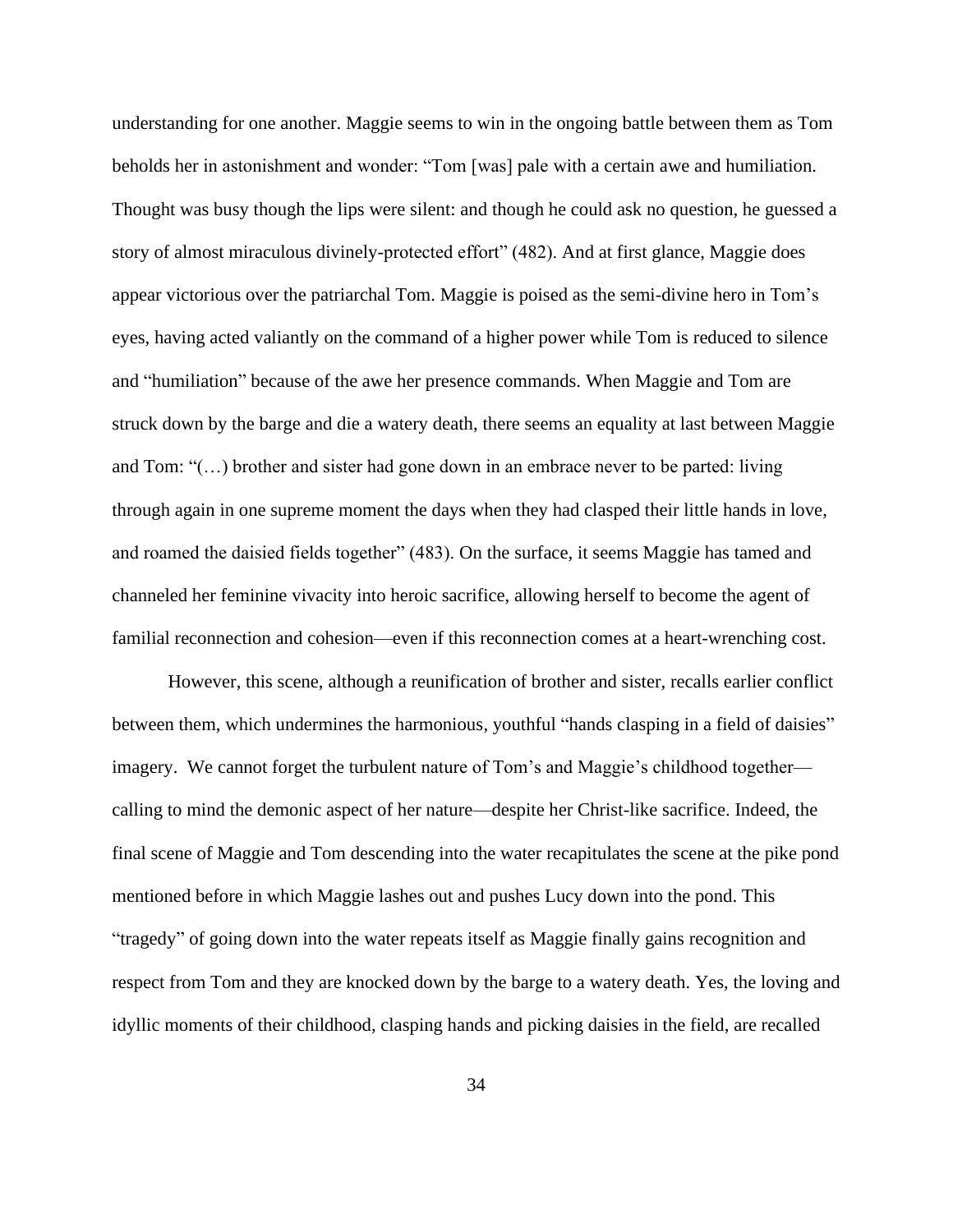understanding for one another. Maggie seems to win in the ongoing battle between them as Tom beholds her in astonishment and wonder: “Tom [was] pale with a certain awe and humiliation. Thought was busy though the lips were silent: and though he could ask no question, he guessed a story of almost miraculous divinely-protected effort” (482). And at first glance, Maggie does appear victorious over the patriarchal Tom. Maggie is poised as the semi-divine hero in Tom’s eyes, having acted valiantly on the command of a higher power while Tom is reduced to silence and “humiliation” because of the awe her presence commands. When Maggie and Tom are struck down by the barge and die a watery death, there seems an equality at last between Maggie and Tom: “(…) brother and sister had gone down in an embrace never to be parted: living through again in one supreme moment the days when they had clasped their little hands in love, and roamed the daisied fields together” (483). On the surface, it seems Maggie has tamed and channeled her feminine vivacity into heroic sacrifice, allowing herself to become the agent of familial reconnection and cohesion—even if this reconnection comes at a heart-wrenching cost.

However, this scene, although a reunification of brother and sister, recalls earlier conflict between them, which undermines the harmonious, youthful “hands clasping in a field of daisies” imagery. We cannot forget the turbulent nature of Tom’s and Maggie’s childhood together—calling to mind the demonic aspect of her nature—despite her Christ-like sacrifice. Indeed, the final scene of Maggie and Tom descending into the water recapitulates the scene at the pike pond mentioned before in which Maggie lashes out and pushes Lucy down into the pond. This “tragedy” of going down into the water repeats itself as Maggie finally gains recognition and respect from Tom and they are knocked down by the barge to a watery death. Yes, the loving and idyllic moments of their childhood, clasping hands and picking daisies in the field, are recalled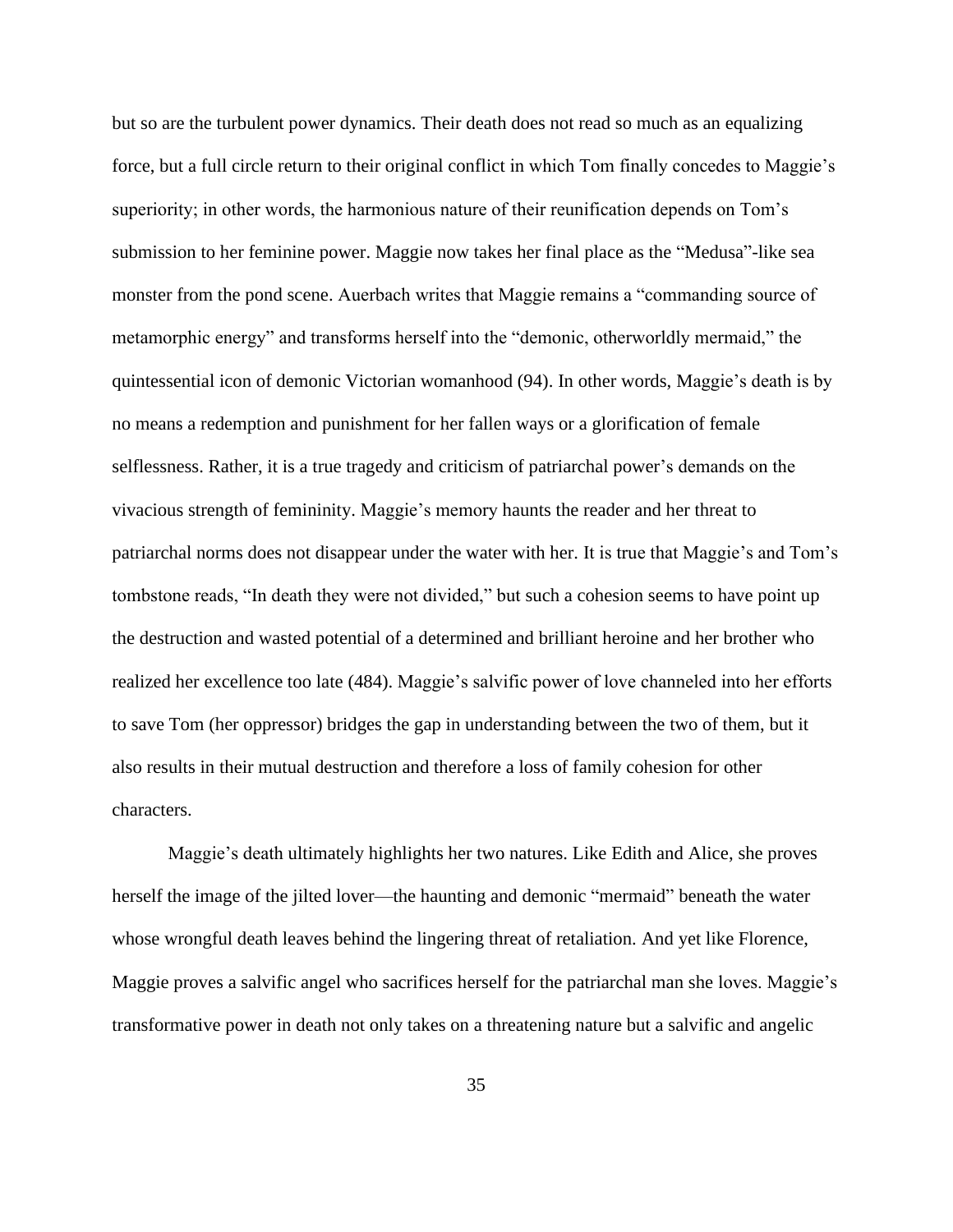but so are the turbulent power dynamics. Their death does not read so much as an equalizing force, but a full circle return to their original conflict in which Tom finally concedes to Maggie's superiority; in other words, the harmonious nature of their reunification depends on Tom's submission to her feminine power. Maggie now takes her final place as the "Medusa"-like sea monster from the pond scene. Auerbach writes that Maggie remains a "commanding source of metamorphic energy" and transforms herself into the "demonic, otherworldly mermaid," the quintessential icon of demonic Victorian womanhood (94). In other words, Maggie's death is by no means a redemption and punishment for her fallen ways or a glorification of female selflessness. Rather, it is a true tragedy and criticism of patriarchal power's demands on the vivacious strength of femininity. Maggie's memory haunts the reader and her threat to patriarchal norms does not disappear under the water with her. It is true that Maggie's and Tom's tombstone reads, "In death they were not divided," but such a cohesion seems to have point up the destruction and wasted potential of a determined and brilliant heroine and her brother who realized her excellence too late (484). Maggie's salvific power of love channeled into her efforts to save Tom (her oppressor) bridges the gap in understanding between the two of them, but it also results in their mutual destruction and therefore a loss of family cohesion for other characters.

Maggie's death ultimately highlights her two natures. Like Edith and Alice, she proves herself the image of the jilted lover—the haunting and demonic "mermaid" beneath the water whose wrongful death leaves behind the lingering threat of retaliation. And yet like Florence, Maggie proves a salvific angel who sacrifices herself for the patriarchal man she loves. Maggie's transformative power in death not only takes on a threatening nature but a salvific and angelic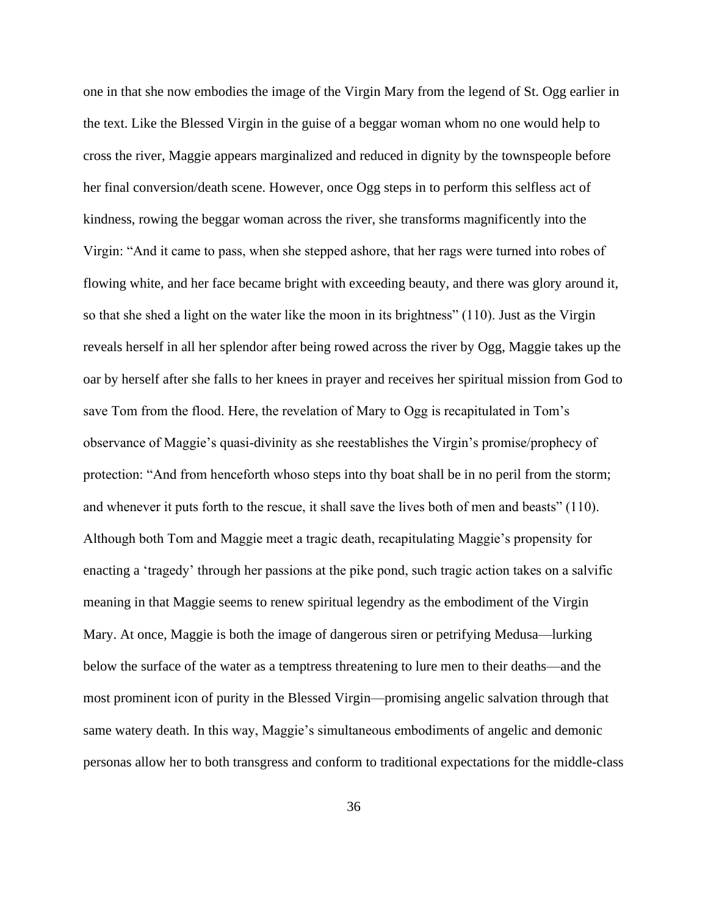one in that she now embodies the image of the Virgin Mary from the legend of St. Ogg earlier in the text. Like the Blessed Virgin in the guise of a beggar woman whom no one would help to cross the river, Maggie appears marginalized and reduced in dignity by the townspeople before her final conversion/death scene. However, once Ogg steps in to perform this selfless act of kindness, rowing the beggar woman across the river, she transforms magnificently into the Virgin: "And it came to pass, when she stepped ashore, that her rags were turned into robes of flowing white, and her face became bright with exceeding beauty, and there was glory around it, so that she shed a light on the water like the moon in its brightness" (110). Just as the Virgin reveals herself in all her splendor after being rowed across the river by Ogg, Maggie takes up the oar by herself after she falls to her knees in prayer and receives her spiritual mission from God to save Tom from the flood. Here, the revelation of Mary to Ogg is recapitulated in Tom's observance of Maggie's quasi-divinity as she reestablishes the Virgin's promise/prophecy of protection: "And from henceforth whoso steps into thy boat shall be in no peril from the storm; and whenever it puts forth to the rescue, it shall save the lives both of men and beasts" (110). Although both Tom and Maggie meet a tragic death, recapitulating Maggie's propensity for enacting a 'tragedy' through her passions at the pike pond, such tragic action takes on a salvific meaning in that Maggie seems to renew spiritual legendry as the embodiment of the Virgin Mary. At once, Maggie is both the image of dangerous siren or petrifying Medusa—lurking below the surface of the water as a temptress threatening to lure men to their deaths—and the most prominent icon of purity in the Blessed Virgin—promising angelic salvation through that same watery death. In this way, Maggie's simultaneous embodiments of angelic and demonic personas allow her to both transgress and conform to traditional expectations for the middle-class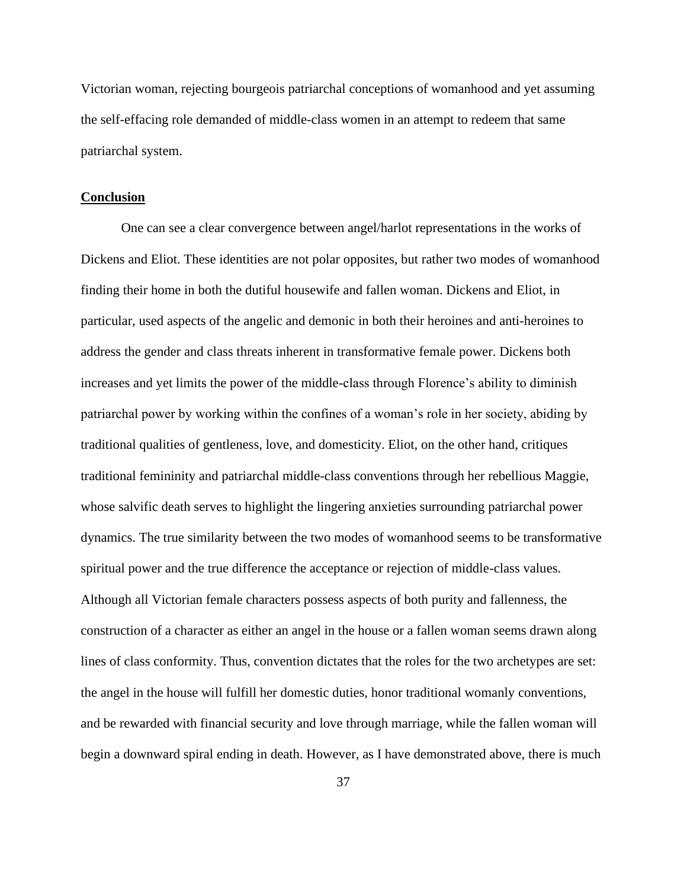Victorian woman, rejecting bourgeois patriarchal conceptions of womanhood and yet assuming the self-effacing role demanded of middle-class women in an attempt to redeem that same patriarchal system.

## **Conclusion**

One can see a clear convergence between angel/harlot representations in the works of Dickens and Eliot. These identities are not polar opposites, but rather two modes of womanhood finding their home in both the dutiful housewife and fallen woman. Dickens and Eliot, in particular, used aspects of the angelic and demonic in both their heroines and anti-heroines to address the gender and class threats inherent in transformative female power. Dickens both increases and yet limits the power of the middle-class through Florence's ability to diminish patriarchal power by working within the confines of a woman's role in her society, abiding by traditional qualities of gentleness, love, and domesticity. Eliot, on the other hand, critiques traditional femininity and patriarchal middle-class conventions through her rebellious Maggie, whose salvific death serves to highlight the lingering anxieties surrounding patriarchal power dynamics. The true similarity between the two modes of womanhood seems to be transformative spiritual power and the true difference the acceptance or rejection of middle-class values. Although all Victorian female characters possess aspects of both purity and fallenness, the construction of a character as either an angel in the house or a fallen woman seems drawn along lines of class conformity. Thus, convention dictates that the roles for the two archetypes are set: the angel in the house will fulfill her domestic duties, honor traditional womanly conventions, and be rewarded with financial security and love through marriage, while the fallen woman will begin a downward spiral ending in death. However, as I have demonstrated above, there is much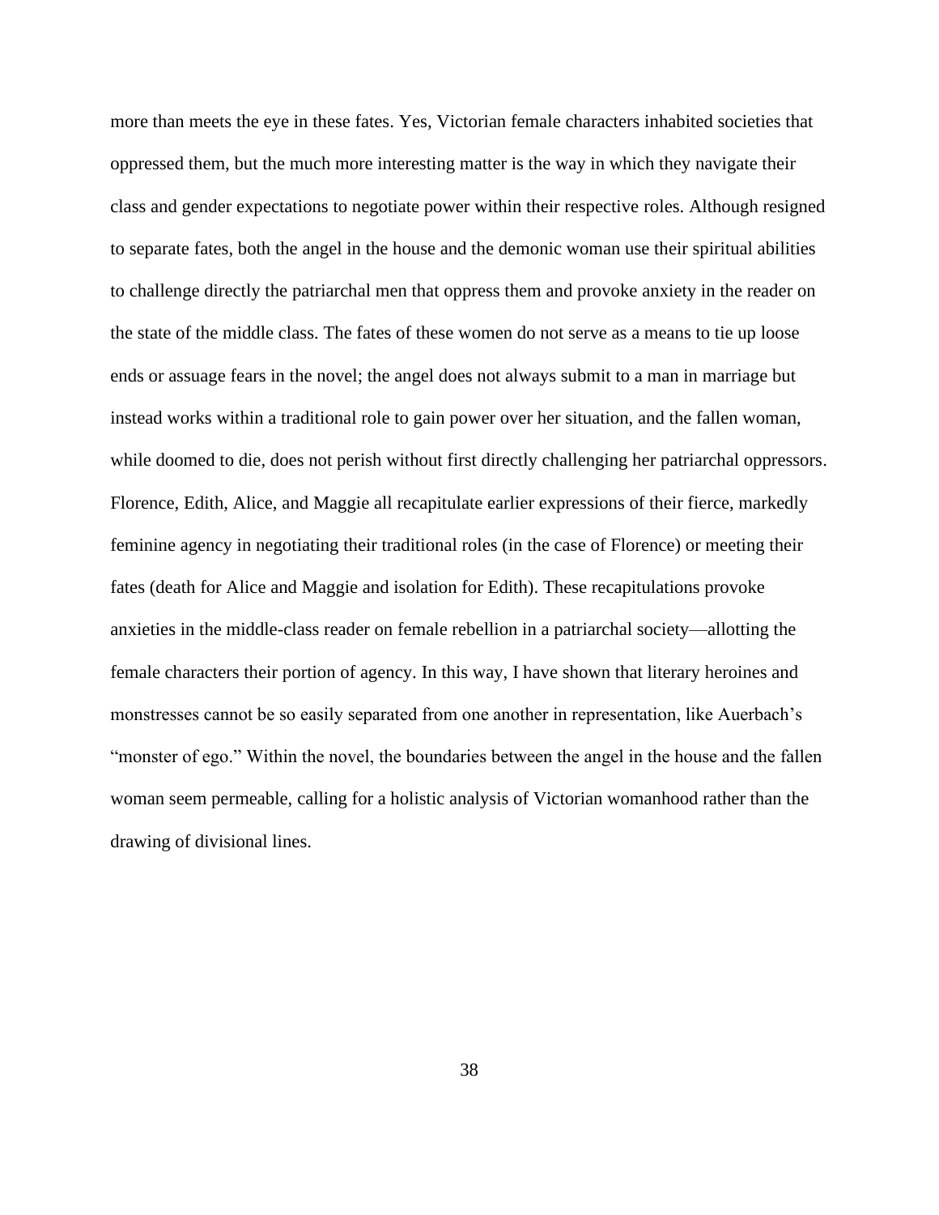more than meets the eye in these fates. Yes, Victorian female characters inhabited societies that oppressed them, but the much more interesting matter is the way in which they navigate their class and gender expectations to negotiate power within their respective roles. Although resigned to separate fates, both the angel in the house and the demonic woman use their spiritual abilities to challenge directly the patriarchal men that oppress them and provoke anxiety in the reader on the state of the middle class. The fates of these women do not serve as a means to tie up loose ends or assuage fears in the novel; the angel does not always submit to a man in marriage but instead works within a traditional role to gain power over her situation, and the fallen woman, while doomed to die, does not perish without first directly challenging her patriarchal oppressors. Florence, Edith, Alice, and Maggie all recapitulate earlier expressions of their fierce, markedly feminine agency in negotiating their traditional roles (in the case of Florence) or meeting their fates (death for Alice and Maggie and isolation for Edith). These recapitulations provoke anxieties in the middle-class reader on female rebellion in a patriarchal society—allotting the female characters their portion of agency. In this way, I have shown that literary heroines and monstresses cannot be so easily separated from one another in representation, like Auerbach's "monster of ego." Within the novel, the boundaries between the angel in the house and the fallen woman seem permeable, calling for a holistic analysis of Victorian womanhood rather than the drawing of divisional lines.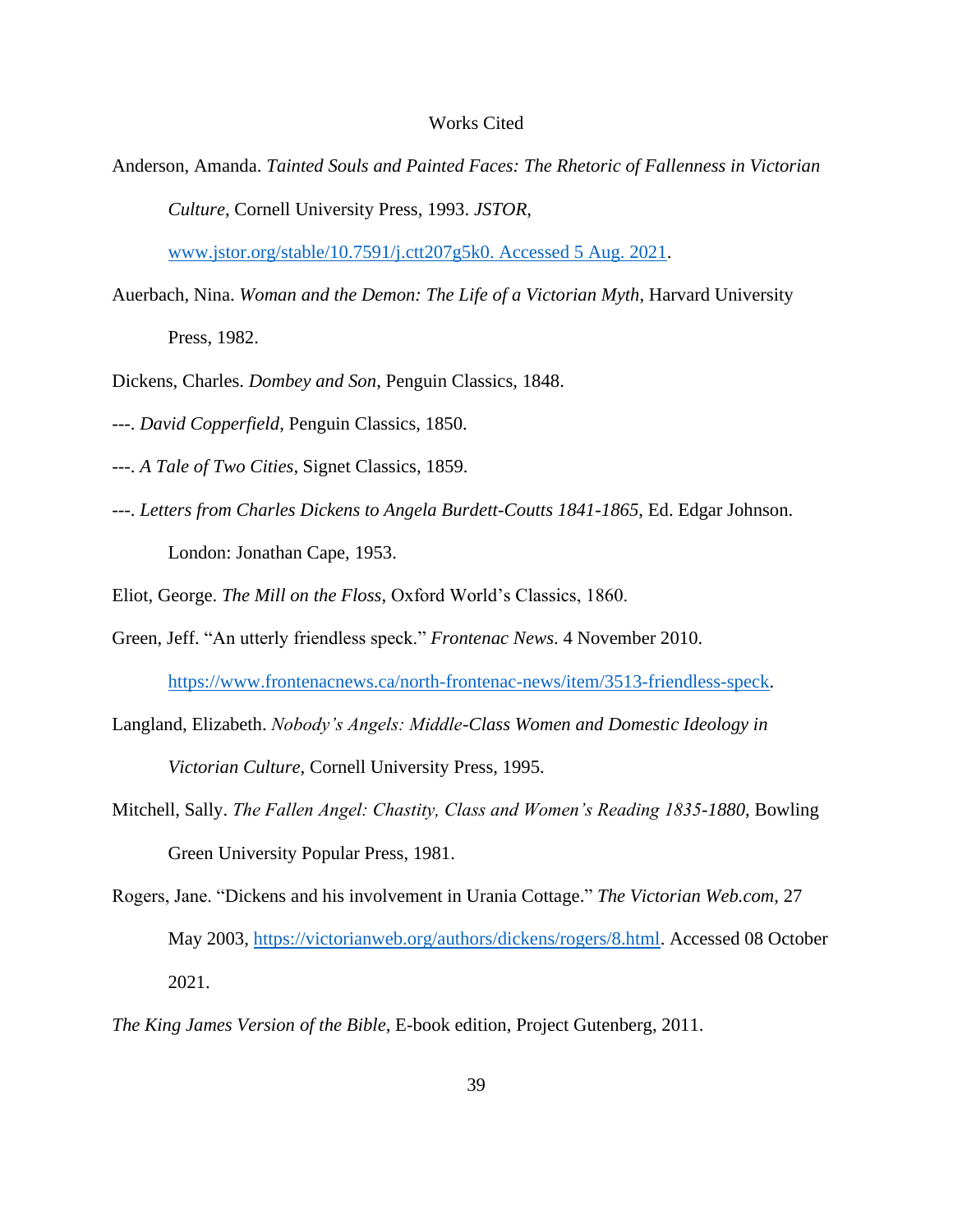# Works Cited

Anderson, Amanda. *Tainted Souls and Painted Faces: The Rhetoric of Fallenness in Victorian Culture*, Cornell University Press, 1993. *JSTOR*, www.jstor.org/stable/10.7591/j.ctt207g5k0. Accessed 5 Aug. 2021.

Auerbach, Nina. *Woman and the Demon: The Life of a Victorian Myth*, Harvard University Press, 1982.

Dickens, Charles. *Dombey and Son*, Penguin Classics, 1848.

---. *David Copperfield*, Penguin Classics, 1850.

---. *A Tale of Two Cities*, Signet Classics, 1859.

---. *Letters from Charles Dickens to Angela Burdett-Coutts 1841-1865*, Ed. Edgar Johnson. London: Jonathan Cape, 1953.

Eliot, George. *The Mill on the Floss*, Oxford World's Classics, 1860.

Green, Jeff. "An utterly friendless speck." *Frontenac News*. 4 November 2010. https://www.frontenacnews.ca/north-frontenac-news/item/3513-friendless-speck.

Langland, Elizabeth. *Nobody's Angels: Middle-Class Women and Domestic Ideology in Victorian Culture*, Cornell University Press, 1995.

Mitchell, Sally. *The Fallen Angel: Chastity, Class and Women's Reading 1835-1880*, Bowling Green University Popular Press, 1981.

Rogers, Jane. "Dickens and his involvement in Urania Cottage." *The Victorian Web.com*, 27 May 2003, https://victorianweb.org/authors/dickens/rogers/8.html. Accessed 08 October 2021.

*The King James Version of the Bible*, E-book edition, Project Gutenberg, 2011.